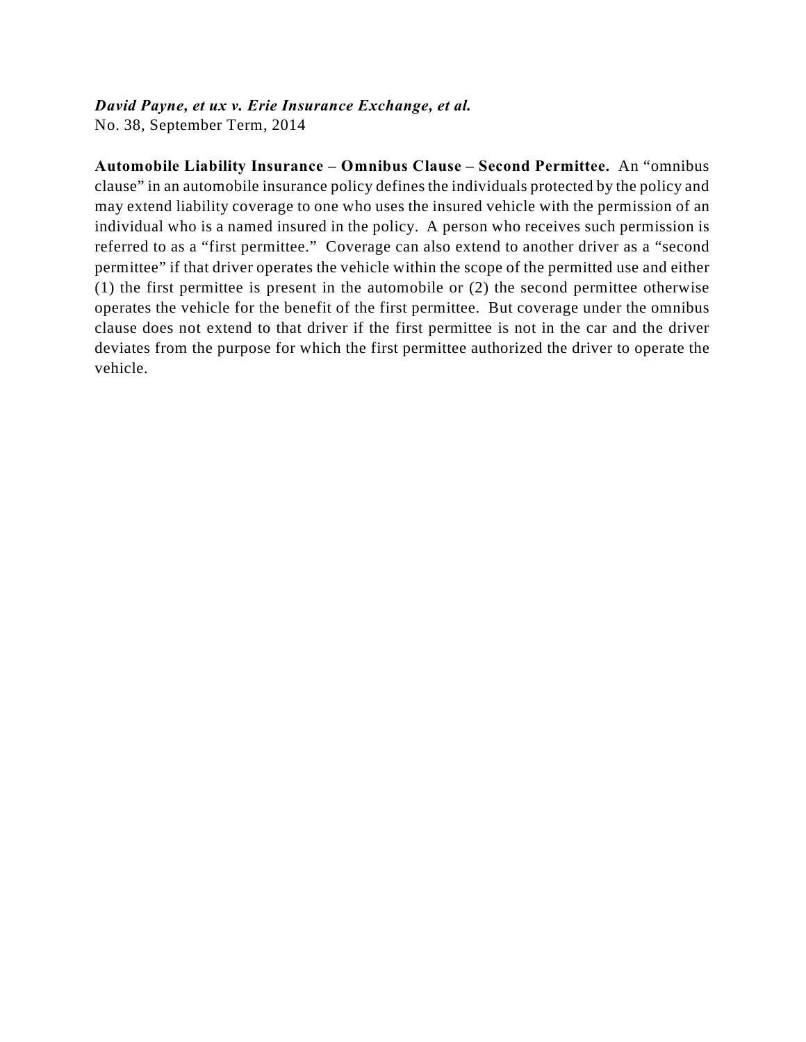***David Payne, et ux v. Erie Insurance Exchange, et al.***
No. 38, September Term, 2014

**Automobile Liability Insurance – Omnibus Clause – Second Permittee.** An "omnibus clause" in an automobile insurance policy defines the individuals protected by the policy and may extend liability coverage to one who uses the insured vehicle with the permission of an individual who is a named insured in the policy. A person who receives such permission is referred to as a "first permittee." Coverage can also extend to another driver as a "second permittee" if that driver operates the vehicle within the scope of the permitted use and either (1) the first permittee is present in the automobile or (2) the second permittee otherwise operates the vehicle for the benefit of the first permittee. But coverage under the omnibus clause does not extend to that driver if the first permittee is not in the car and the driver deviates from the purpose for which the first permittee authorized the driver to operate the vehicle.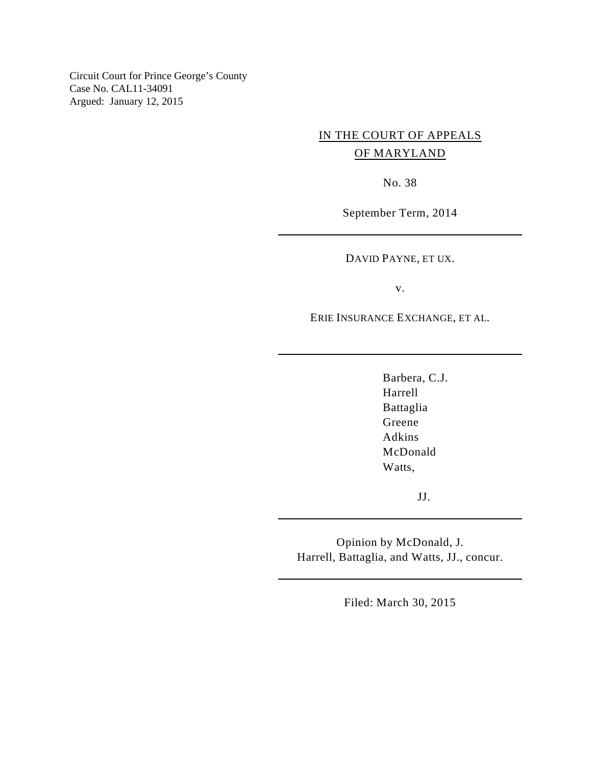Circuit Court for Prince George's County
Case No. CAL11-34091
Argued: January 12, 2015

IN THE COURT OF APPEALS
OF MARYLAND

No. 38

September Term, 2014

---

DAVID PAYNE, ET UX.

v.

ERIE INSURANCE EXCHANGE, ET AL.

---

Barbera, C.J.
Harrell
Battaglia
Greene
Adkins
McDonald
Watts,

JJ.

---

Opinion by McDonald, J.
Harrell, Battaglia, and Watts, JJ., concur.

---

Filed: March 30, 2015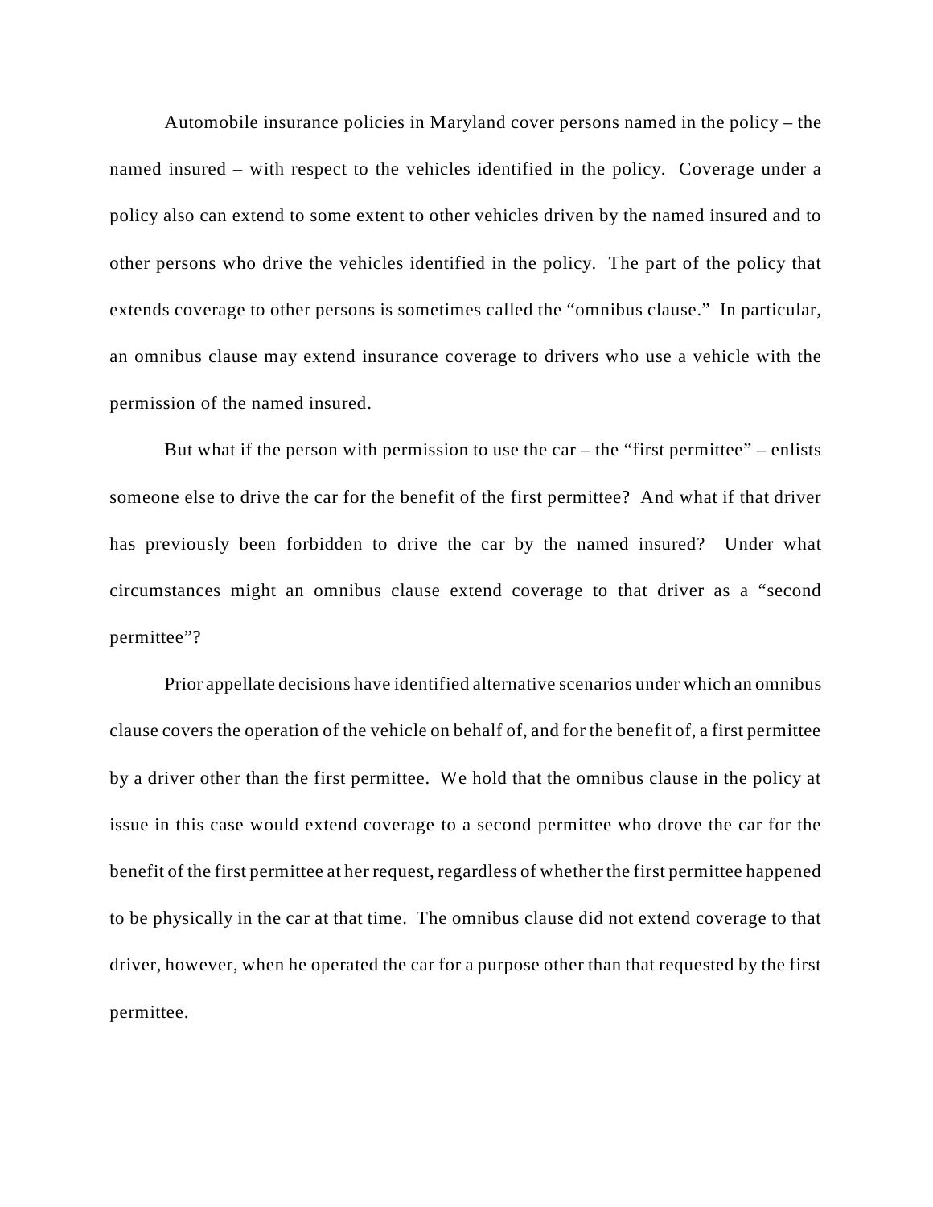Automobile insurance policies in Maryland cover persons named in the policy – the named insured – with respect to the vehicles identified in the policy. Coverage under a policy also can extend to some extent to other vehicles driven by the named insured and to other persons who drive the vehicles identified in the policy. The part of the policy that extends coverage to other persons is sometimes called the "omnibus clause." In particular, an omnibus clause may extend insurance coverage to drivers who use a vehicle with the permission of the named insured.

But what if the person with permission to use the car – the "first permittee" – enlists someone else to drive the car for the benefit of the first permittee? And what if that driver has previously been forbidden to drive the car by the named insured? Under what circumstances might an omnibus clause extend coverage to that driver as a "second permittee"?

Prior appellate decisions have identified alternative scenarios under which an omnibus clause covers the operation of the vehicle on behalf of, and for the benefit of, a first permittee by a driver other than the first permittee. We hold that the omnibus clause in the policy at issue in this case would extend coverage to a second permittee who drove the car for the benefit of the first permittee at her request, regardless of whether the first permittee happened to be physically in the car at that time. The omnibus clause did not extend coverage to that driver, however, when he operated the car for a purpose other than that requested by the first permittee.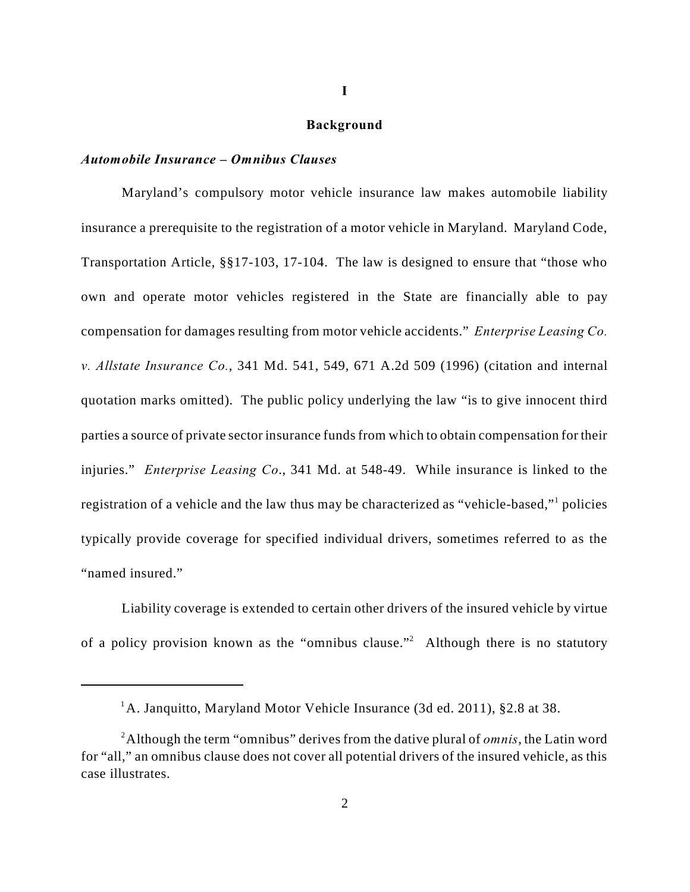## I

## Background

***Automobile Insurance – Omnibus Clauses***

Maryland's compulsory motor vehicle insurance law makes automobile liability insurance a prerequisite to the registration of a motor vehicle in Maryland. Maryland Code, Transportation Article, §§17-103, 17-104. The law is designed to ensure that "those who own and operate motor vehicles registered in the State are financially able to pay compensation for damages resulting from motor vehicle accidents." *Enterprise Leasing Co. v. Allstate Insurance Co.*, 341 Md. 541, 549, 671 A.2d 509 (1996) (citation and internal quotation marks omitted). The public policy underlying the law "is to give innocent third parties a source of private sector insurance funds from which to obtain compensation for their injuries." *Enterprise Leasing Co*., 341 Md. at 548-49. While insurance is linked to the registration of a vehicle and the law thus may be characterized as "vehicle-based,"[1] policies typically provide coverage for specified individual drivers, sometimes referred to as the "named insured."

Liability coverage is extended to certain other drivers of the insured vehicle by virtue of a policy provision known as the "omnibus clause."[2] Although there is no statutory

---

[1] A. Janquitto, Maryland Motor Vehicle Insurance (3d ed. 2011), §2.8 at 38.

[2] Although the term "omnibus" derives from the dative plural of *omnis*, the Latin word for "all," an omnibus clause does not cover all potential drivers of the insured vehicle, as this case illustrates.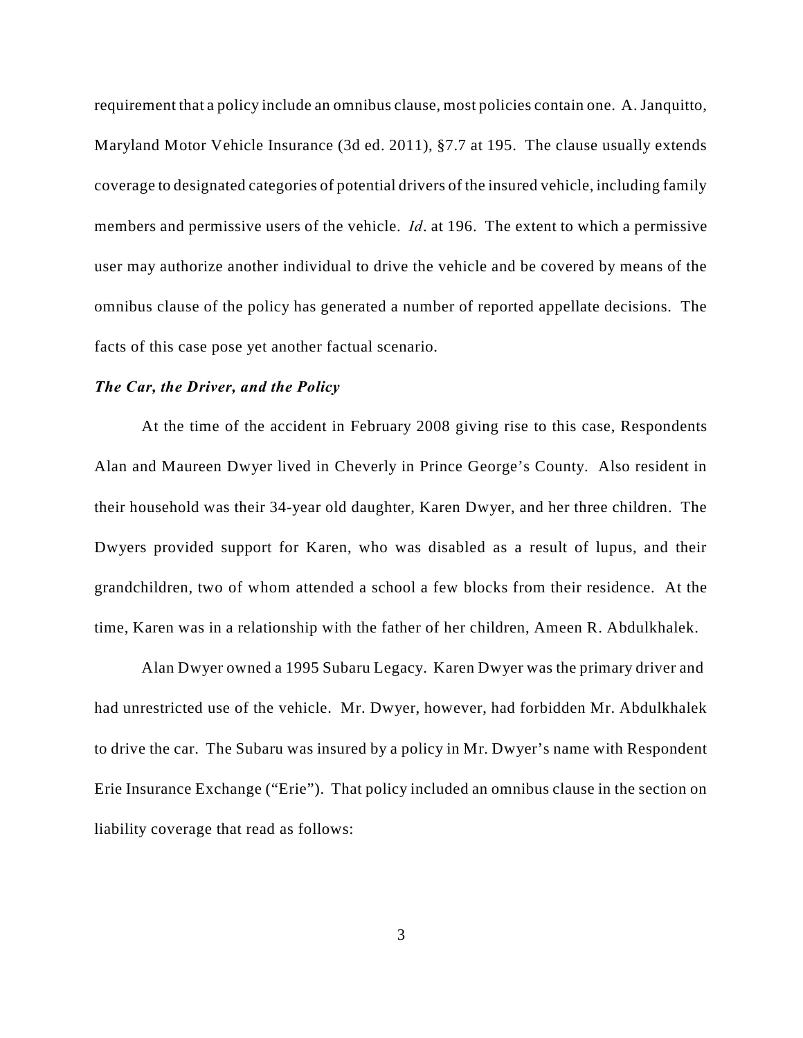requirement that a policy include an omnibus clause, most policies contain one. A. Janquitto, Maryland Motor Vehicle Insurance (3d ed. 2011), §7.7 at 195. The clause usually extends coverage to designated categories of potential drivers of the insured vehicle, including family members and permissive users of the vehicle. *Id*. at 196. The extent to which a permissive user may authorize another individual to drive the vehicle and be covered by means of the omnibus clause of the policy has generated a number of reported appellate decisions. The facts of this case pose yet another factual scenario.

***The Car, the Driver, and the Policy***

At the time of the accident in February 2008 giving rise to this case, Respondents Alan and Maureen Dwyer lived in Cheverly in Prince George's County. Also resident in their household was their 34-year old daughter, Karen Dwyer, and her three children. The Dwyers provided support for Karen, who was disabled as a result of lupus, and their grandchildren, two of whom attended a school a few blocks from their residence. At the time, Karen was in a relationship with the father of her children, Ameen R. Abdulkhalek.

Alan Dwyer owned a 1995 Subaru Legacy. Karen Dwyer was the primary driver and had unrestricted use of the vehicle. Mr. Dwyer, however, had forbidden Mr. Abdulkhalek to drive the car. The Subaru was insured by a policy in Mr. Dwyer's name with Respondent Erie Insurance Exchange ("Erie"). That policy included an omnibus clause in the section on liability coverage that read as follows: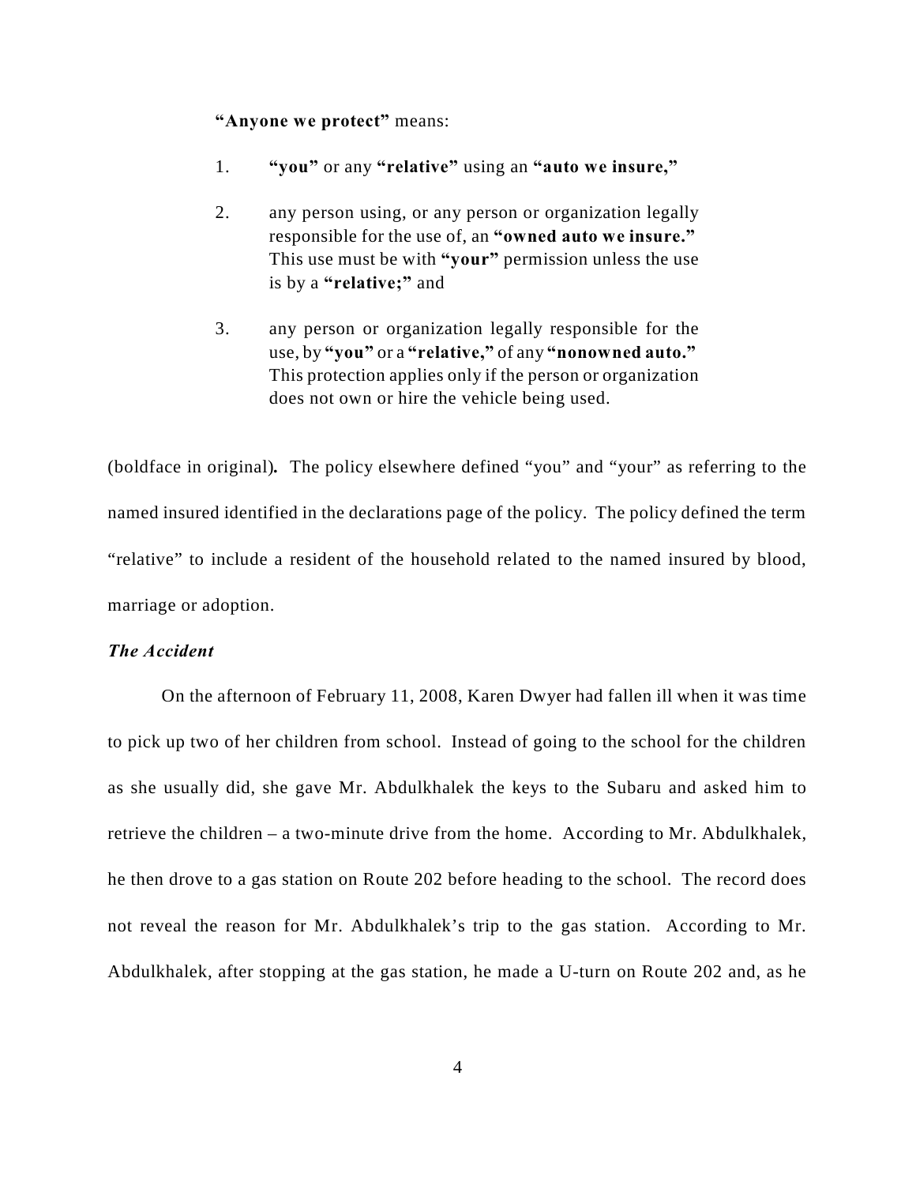**"Anyone we protect"** means:

1. **"you"** or any **"relative"** using an **"auto we insure,"**

2. any person using, or any person or organization legally responsible for the use of, an **"owned auto we insure."** This use must be with **"your"** permission unless the use is by a **"relative;"** and

3. any person or organization legally responsible for the use, by **"you"** or a **"relative,"** of any **"nonowned auto."** This protection applies only if the person or organization does not own or hire the vehicle being used.

(boldface in original)**.** The policy elsewhere defined "you" and "your" as referring to the named insured identified in the declarations page of the policy. The policy defined the term "relative" to include a resident of the household related to the named insured by blood, marriage or adoption.

***The Accident***

On the afternoon of February 11, 2008, Karen Dwyer had fallen ill when it was time to pick up two of her children from school. Instead of going to the school for the children as she usually did, she gave Mr. Abdulkhalek the keys to the Subaru and asked him to retrieve the children – a two-minute drive from the home. According to Mr. Abdulkhalek, he then drove to a gas station on Route 202 before heading to the school. The record does not reveal the reason for Mr. Abdulkhalek's trip to the gas station. According to Mr. Abdulkhalek, after stopping at the gas station, he made a U-turn on Route 202 and, as he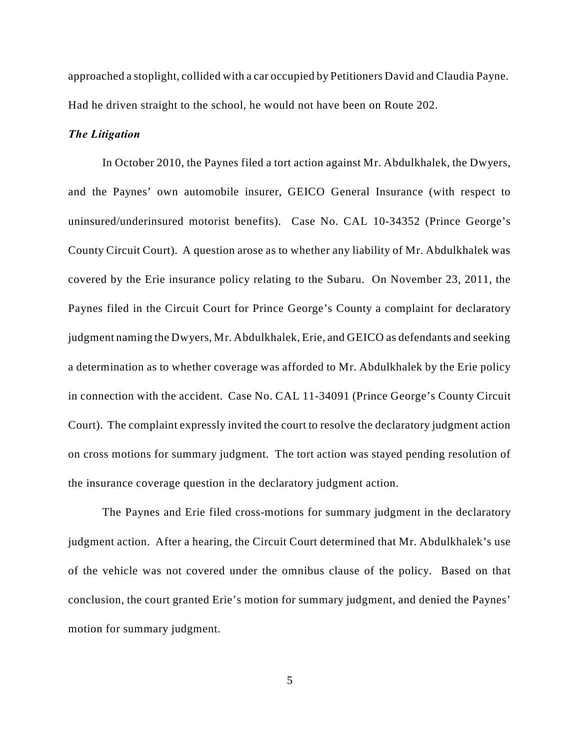approached a stoplight, collided with a car occupied by Petitioners David and Claudia Payne. Had he driven straight to the school, he would not have been on Route 202.

***The Litigation***

In October 2010, the Paynes filed a tort action against Mr. Abdulkhalek, the Dwyers, and the Paynes' own automobile insurer, GEICO General Insurance (with respect to uninsured/underinsured motorist benefits). Case No. CAL 10-34352 (Prince George's County Circuit Court). A question arose as to whether any liability of Mr. Abdulkhalek was covered by the Erie insurance policy relating to the Subaru. On November 23, 2011, the Paynes filed in the Circuit Court for Prince George's County a complaint for declaratory judgment naming the Dwyers, Mr. Abdulkhalek, Erie, and GEICO as defendants and seeking a determination as to whether coverage was afforded to Mr. Abdulkhalek by the Erie policy in connection with the accident. Case No. CAL 11-34091 (Prince George's County Circuit Court). The complaint expressly invited the court to resolve the declaratory judgment action on cross motions for summary judgment. The tort action was stayed pending resolution of the insurance coverage question in the declaratory judgment action.

The Paynes and Erie filed cross-motions for summary judgment in the declaratory judgment action. After a hearing, the Circuit Court determined that Mr. Abdulkhalek's use of the vehicle was not covered under the omnibus clause of the policy. Based on that conclusion, the court granted Erie's motion for summary judgment, and denied the Paynes' motion for summary judgment.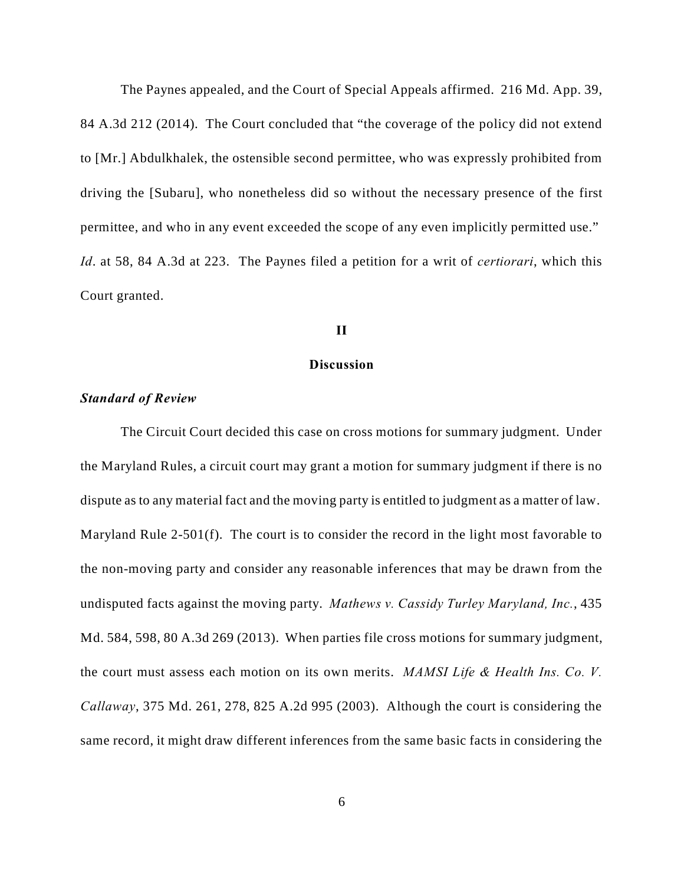The Paynes appealed, and the Court of Special Appeals affirmed. 216 Md. App. 39, 84 A.3d 212 (2014). The Court concluded that "the coverage of the policy did not extend to [Mr.] Abdulkhalek, the ostensible second permittee, who was expressly prohibited from driving the [Subaru], who nonetheless did so without the necessary presence of the first permittee, and who in any event exceeded the scope of any even implicitly permitted use." *Id*. at 58, 84 A.3d at 223. The Paynes filed a petition for a writ of *certiorari*, which this Court granted.

## II

## Discussion

### *Standard of Review*

The Circuit Court decided this case on cross motions for summary judgment. Under the Maryland Rules, a circuit court may grant a motion for summary judgment if there is no dispute as to any material fact and the moving party is entitled to judgment as a matter of law. Maryland Rule 2-501(f). The court is to consider the record in the light most favorable to the non-moving party and consider any reasonable inferences that may be drawn from the undisputed facts against the moving party. *Mathews v. Cassidy Turley Maryland, Inc.*, 435 Md. 584, 598, 80 A.3d 269 (2013). When parties file cross motions for summary judgment, the court must assess each motion on its own merits. *MAMSI Life & Health Ins. Co. V. Callaway*, 375 Md. 261, 278, 825 A.2d 995 (2003). Although the court is considering the same record, it might draw different inferences from the same basic facts in considering the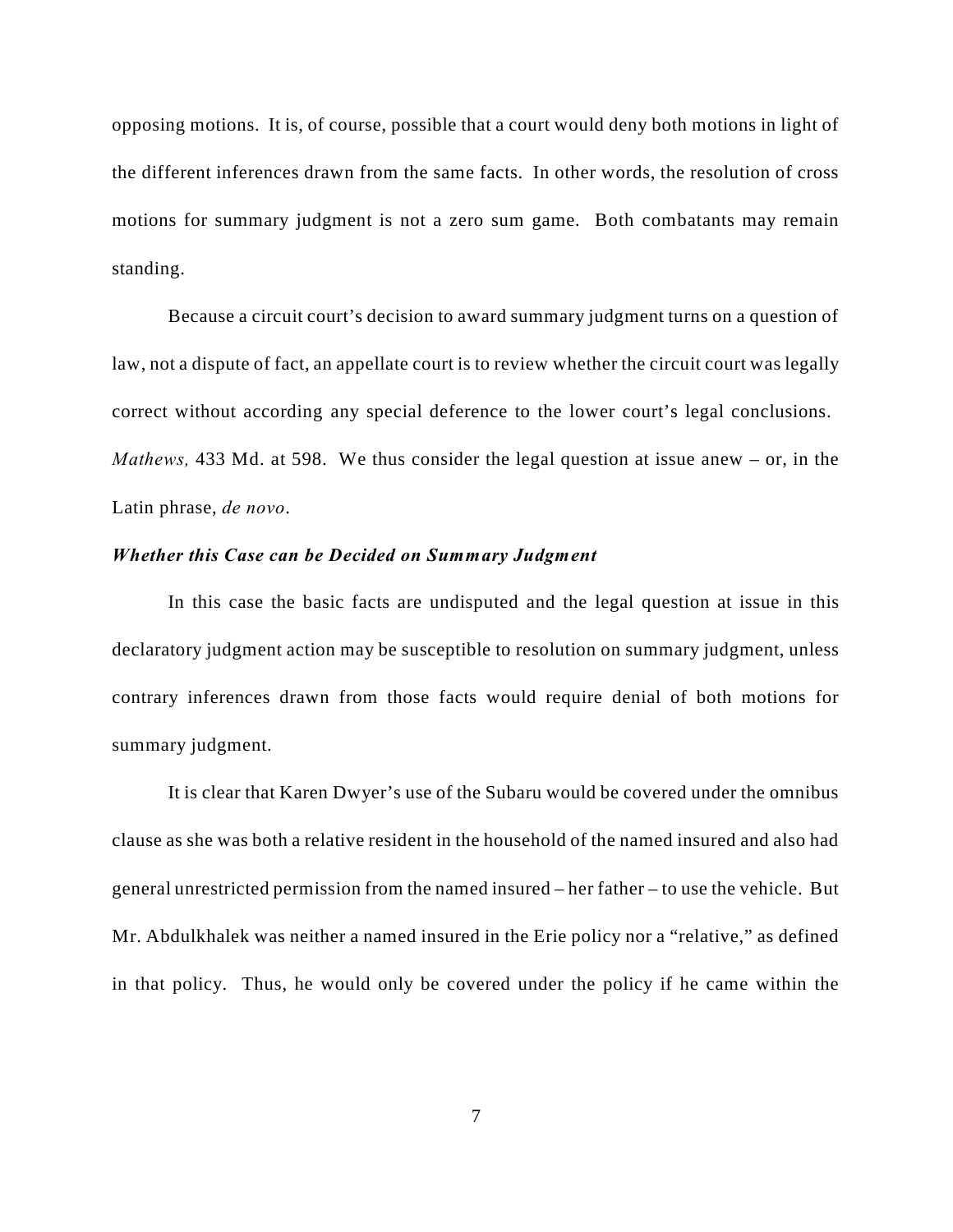opposing motions. It is, of course, possible that a court would deny both motions in light of the different inferences drawn from the same facts. In other words, the resolution of cross motions for summary judgment is not a zero sum game. Both combatants may remain standing.

Because a circuit court's decision to award summary judgment turns on a question of law, not a dispute of fact, an appellate court is to review whether the circuit court was legally correct without according any special deference to the lower court's legal conclusions. *Mathews,* 433 Md. at 598. We thus consider the legal question at issue anew – or, in the Latin phrase, *de novo*.

***Whether this Case can be Decided on Summary Judgment***

In this case the basic facts are undisputed and the legal question at issue in this declaratory judgment action may be susceptible to resolution on summary judgment, unless contrary inferences drawn from those facts would require denial of both motions for summary judgment.

It is clear that Karen Dwyer's use of the Subaru would be covered under the omnibus clause as she was both a relative resident in the household of the named insured and also had general unrestricted permission from the named insured – her father – to use the vehicle. But Mr. Abdulkhalek was neither a named insured in the Erie policy nor a "relative," as defined in that policy. Thus, he would only be covered under the policy if he came within the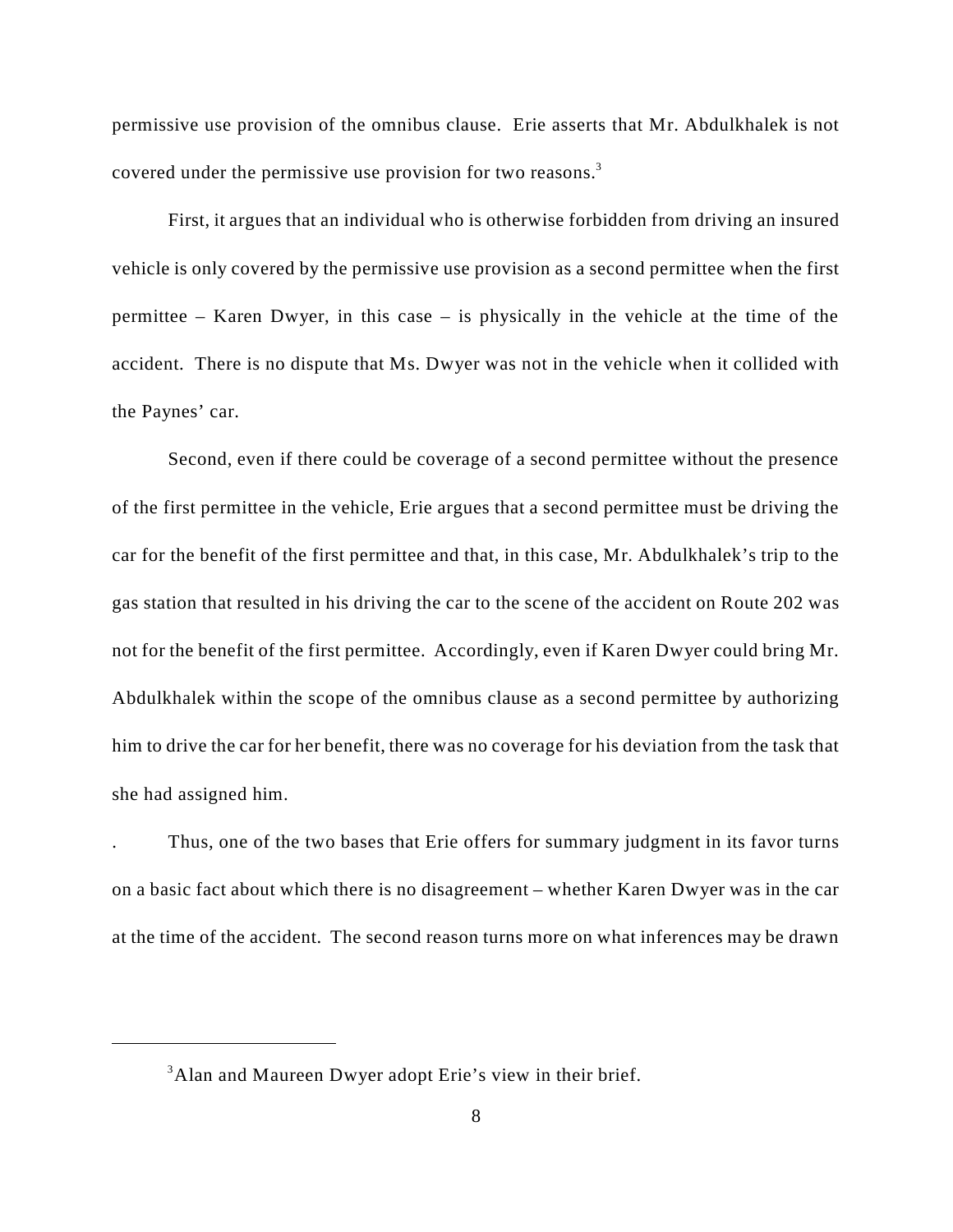permissive use provision of the omnibus clause. Erie asserts that Mr. Abdulkhalek is not covered under the permissive use provision for two reasons.[3]

First, it argues that an individual who is otherwise forbidden from driving an insured vehicle is only covered by the permissive use provision as a second permittee when the first permittee – Karen Dwyer, in this case – is physically in the vehicle at the time of the accident. There is no dispute that Ms. Dwyer was not in the vehicle when it collided with the Paynes' car.

Second, even if there could be coverage of a second permittee without the presence of the first permittee in the vehicle, Erie argues that a second permittee must be driving the car for the benefit of the first permittee and that, in this case, Mr. Abdulkhalek's trip to the gas station that resulted in his driving the car to the scene of the accident on Route 202 was not for the benefit of the first permittee. Accordingly, even if Karen Dwyer could bring Mr. Abdulkhalek within the scope of the omnibus clause as a second permittee by authorizing him to drive the car for her benefit, there was no coverage for his deviation from the task that she had assigned him.

. Thus, one of the two bases that Erie offers for summary judgment in its favor turns on a basic fact about which there is no disagreement – whether Karen Dwyer was in the car at the time of the accident. The second reason turns more on what inferences may be drawn

---

[3] Alan and Maureen Dwyer adopt Erie's view in their brief.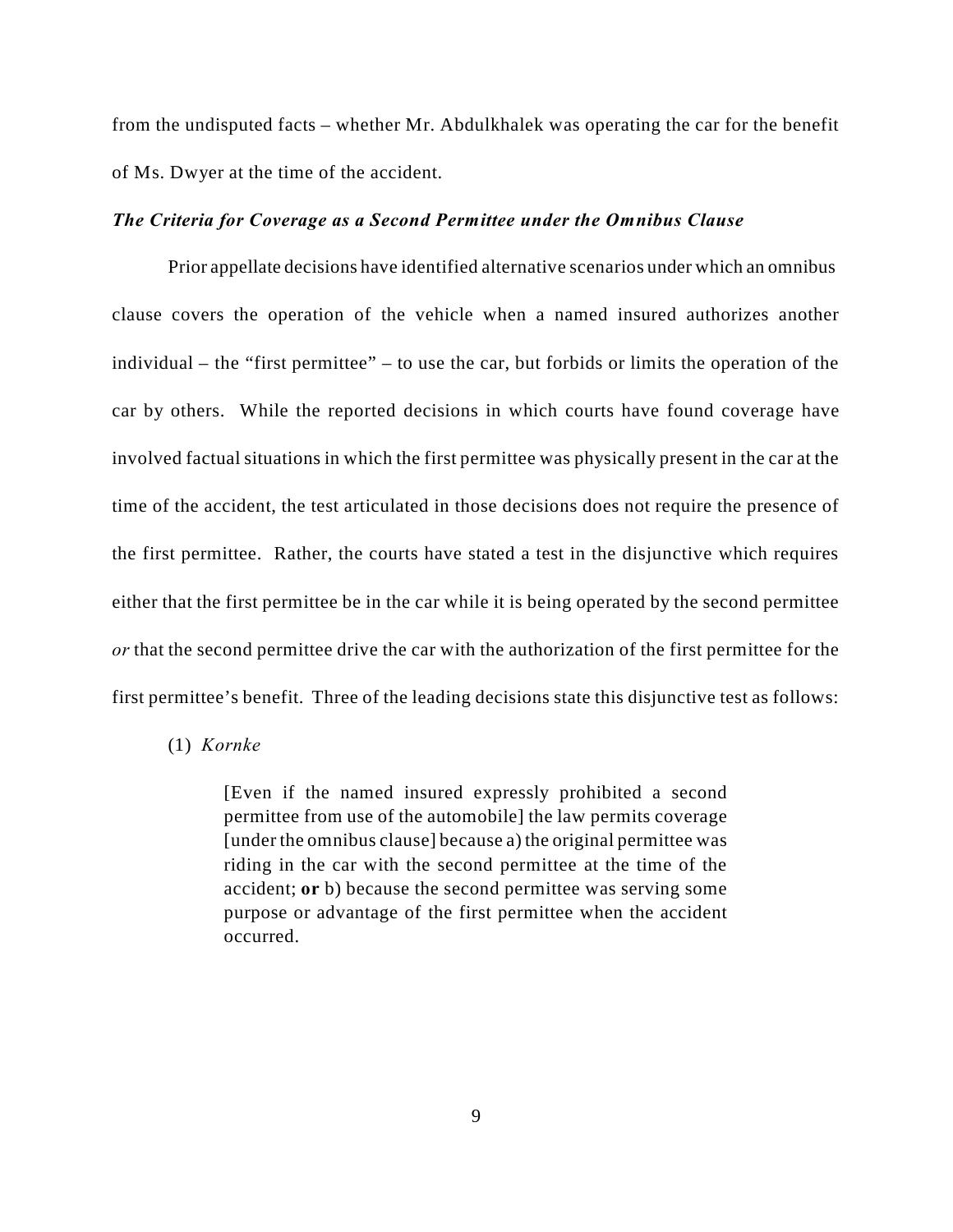from the undisputed facts – whether Mr. Abdulkhalek was operating the car for the benefit of Ms. Dwyer at the time of the accident.

***The Criteria for Coverage as a Second Permittee under the Omnibus Clause***

Prior appellate decisions have identified alternative scenarios under which an omnibus clause covers the operation of the vehicle when a named insured authorizes another individual – the "first permittee" – to use the car, but forbids or limits the operation of the car by others. While the reported decisions in which courts have found coverage have involved factual situations in which the first permittee was physically present in the car at the time of the accident, the test articulated in those decisions does not require the presence of the first permittee. Rather, the courts have stated a test in the disjunctive which requires either that the first permittee be in the car while it is being operated by the second permittee *or* that the second permittee drive the car with the authorization of the first permittee for the first permittee's benefit. Three of the leading decisions state this disjunctive test as follows:

(1) *Kornke*

> [Even if the named insured expressly prohibited a second permittee from use of the automobile] the law permits coverage [under the omnibus clause] because a) the original permittee was riding in the car with the second permittee at the time of the accident; **or** b) because the second permittee was serving some purpose or advantage of the first permittee when the accident occurred.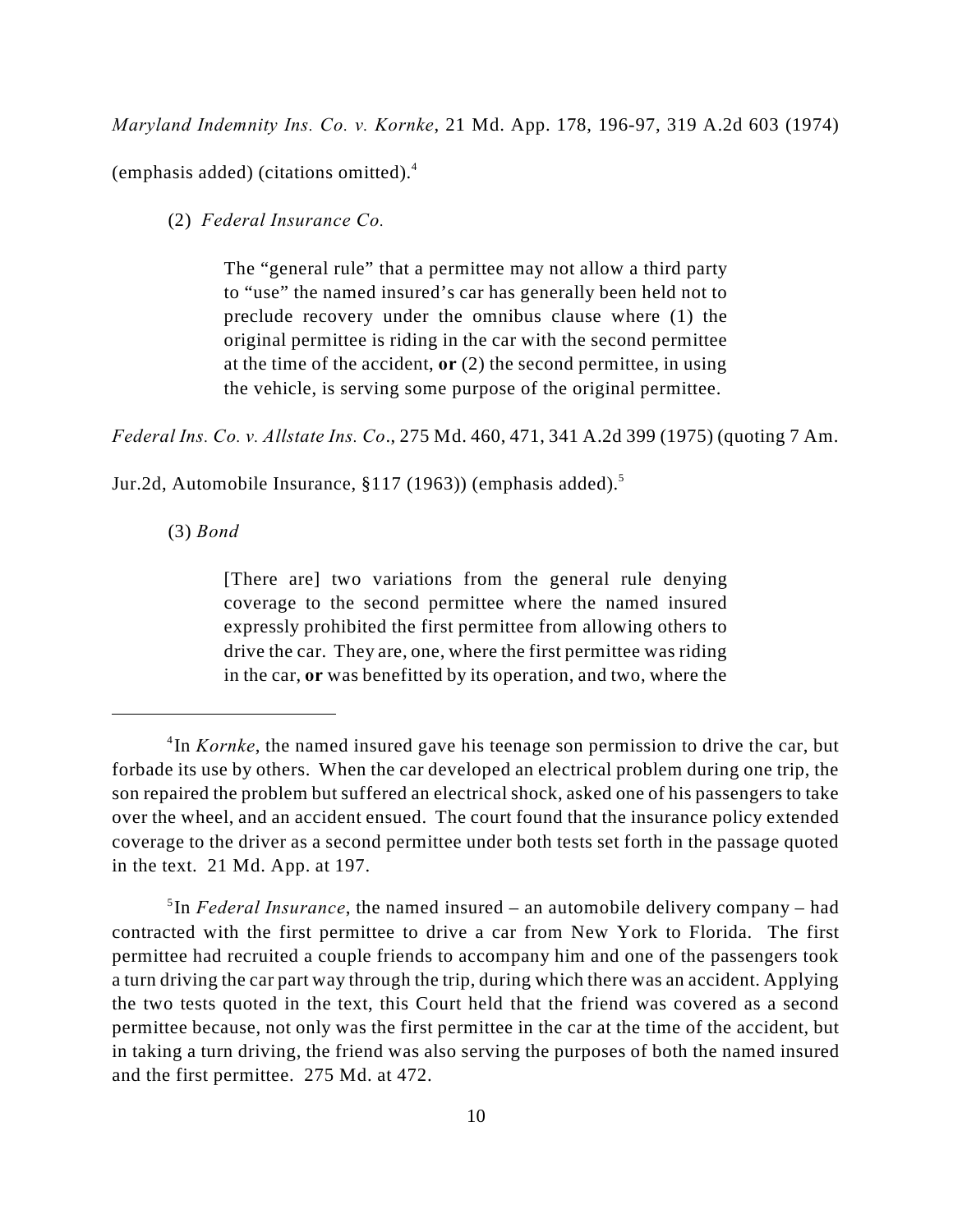*Maryland Indemnity Ins. Co. v. Kornke*, 21 Md. App. 178, 196-97, 319 A.2d 603 (1974) (emphasis added) (citations omitted).[4]

(2) *Federal Insurance Co.*

> The "general rule" that a permittee may not allow a third party to "use" the named insured's car has generally been held not to preclude recovery under the omnibus clause where (1) the original permittee is riding in the car with the second permittee at the time of the accident, **or** (2) the second permittee, in using the vehicle, is serving some purpose of the original permittee.

*Federal Ins. Co. v. Allstate Ins. Co*., 275 Md. 460, 471, 341 A.2d 399 (1975) (quoting 7 Am. Jur.2d, Automobile Insurance, §117 (1963)) (emphasis added).[5]

(3) *Bond*

> [There are] two variations from the general rule denying coverage to the second permittee where the named insured expressly prohibited the first permittee from allowing others to drive the car. They are, one, where the first permittee was riding in the car, **or** was benefitted by its operation, and two, where the

---

[4] In *Kornke*, the named insured gave his teenage son permission to drive the car, but forbade its use by others. When the car developed an electrical problem during one trip, the son repaired the problem but suffered an electrical shock, asked one of his passengers to take over the wheel, and an accident ensued. The court found that the insurance policy extended coverage to the driver as a second permittee under both tests set forth in the passage quoted in the text. 21 Md. App. at 197.

[5] In *Federal Insurance*, the named insured – an automobile delivery company – had contracted with the first permittee to drive a car from New York to Florida. The first permittee had recruited a couple friends to accompany him and one of the passengers took a turn driving the car part way through the trip, during which there was an accident. Applying the two tests quoted in the text, this Court held that the friend was covered as a second permittee because, not only was the first permittee in the car at the time of the accident, but in taking a turn driving, the friend was also serving the purposes of both the named insured and the first permittee. 275 Md. at 472.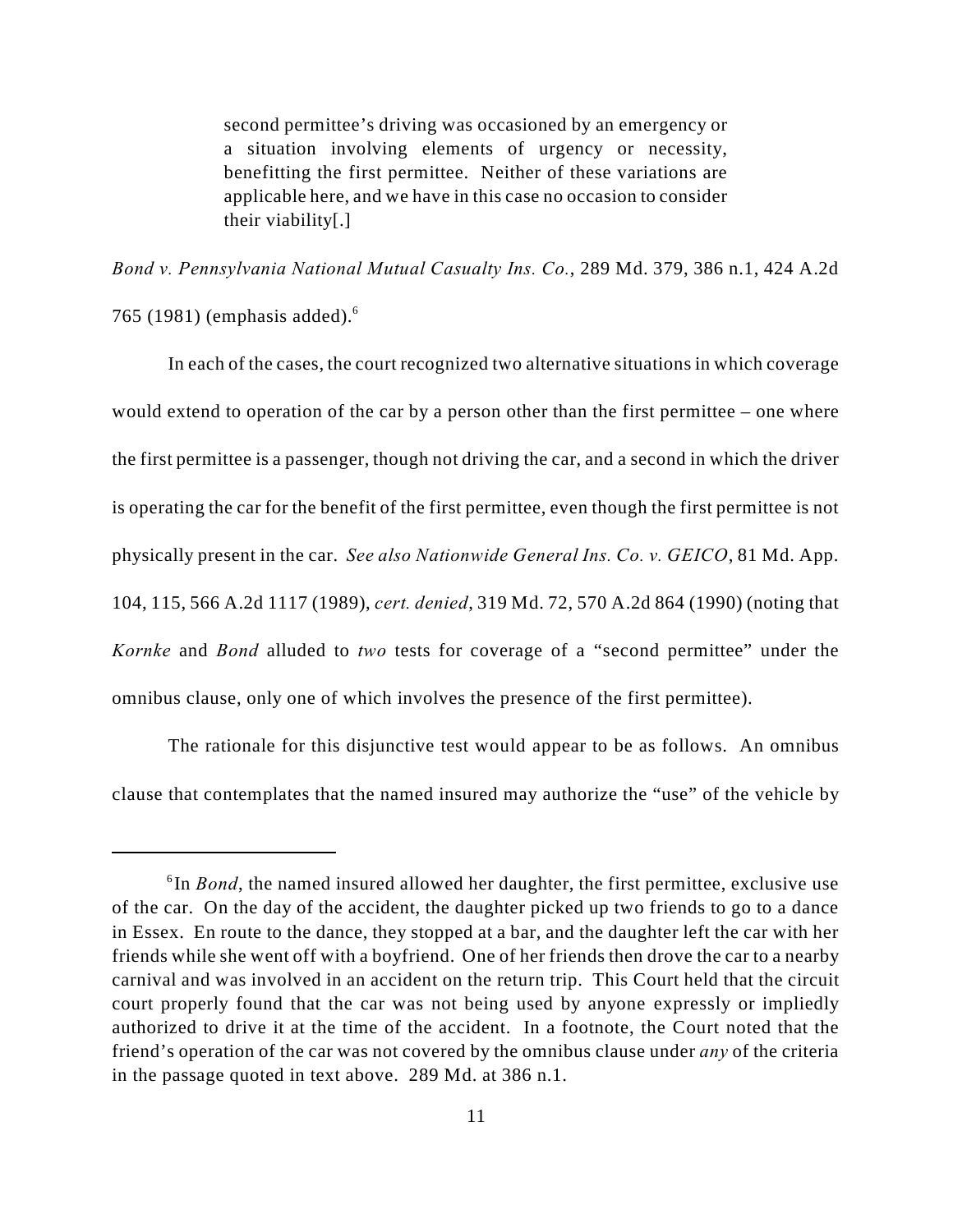> second permittee's driving was occasioned by an emergency or a situation involving elements of urgency or necessity, benefitting the first permittee. Neither of these variations are applicable here, and we have in this case no occasion to consider their viability[.]

*Bond v. Pennsylvania National Mutual Casualty Ins. Co.*, 289 Md. 379, 386 n.1, 424 A.2d 765 (1981) (emphasis added).[6]

In each of the cases, the court recognized two alternative situations in which coverage would extend to operation of the car by a person other than the first permittee – one where the first permittee is a passenger, though not driving the car, and a second in which the driver is operating the car for the benefit of the first permittee, even though the first permittee is not physically present in the car. *See also Nationwide General Ins. Co. v. GEICO*, 81 Md. App. 104, 115, 566 A.2d 1117 (1989), *cert. denied*, 319 Md. 72, 570 A.2d 864 (1990) (noting that *Kornke* and *Bond* alluded to *two* tests for coverage of a "second permittee" under the omnibus clause, only one of which involves the presence of the first permittee).

The rationale for this disjunctive test would appear to be as follows. An omnibus clause that contemplates that the named insured may authorize the "use" of the vehicle by

---

[6] In *Bond*, the named insured allowed her daughter, the first permittee, exclusive use of the car. On the day of the accident, the daughter picked up two friends to go to a dance in Essex. En route to the dance, they stopped at a bar, and the daughter left the car with her friends while she went off with a boyfriend. One of her friends then drove the car to a nearby carnival and was involved in an accident on the return trip. This Court held that the circuit court properly found that the car was not being used by anyone expressly or impliedly authorized to drive it at the time of the accident. In a footnote, the Court noted that the friend's operation of the car was not covered by the omnibus clause under *any* of the criteria in the passage quoted in text above. 289 Md. at 386 n.1.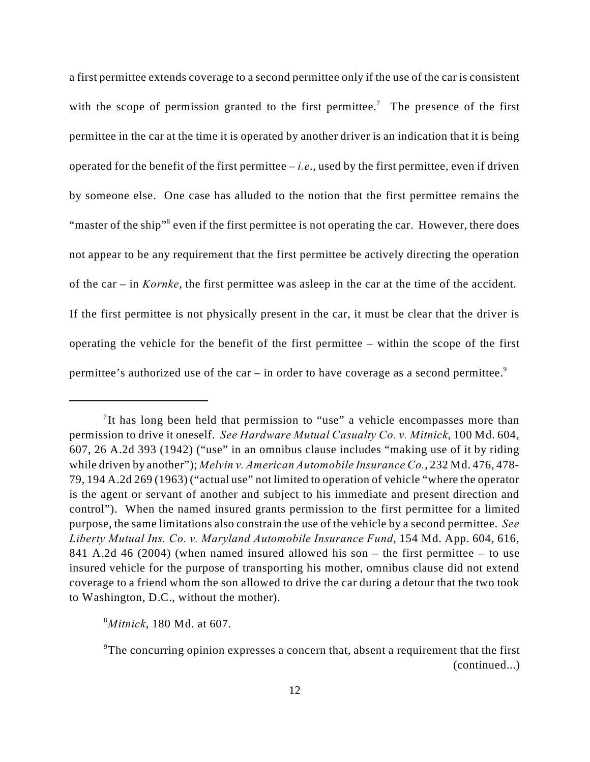a first permittee extends coverage to a second permittee only if the use of the car is consistent with the scope of permission granted to the first permittee.[7] The presence of the first permittee in the car at the time it is operated by another driver is an indication that it is being operated for the benefit of the first permittee – *i.e.*, used by the first permittee, even if driven by someone else. One case has alluded to the notion that the first permittee remains the "master of the ship"[8] even if the first permittee is not operating the car. However, there does not appear to be any requirement that the first permittee be actively directing the operation of the car – in *Kornke*, the first permittee was asleep in the car at the time of the accident. If the first permittee is not physically present in the car, it must be clear that the driver is operating the vehicle for the benefit of the first permittee – within the scope of the first permittee's authorized use of the car – in order to have coverage as a second permittee.[9]

---

[7] It has long been held that permission to "use" a vehicle encompasses more than permission to drive it oneself. *See Hardware Mutual Casualty Co. v. Mitnick*, 100 Md. 604, 607, 26 A.2d 393 (1942) ("use" in an omnibus clause includes "making use of it by riding while driven by another"); *Melvin v. American Automobile Insurance Co.*, 232 Md. 476, 478-79, 194 A.2d 269 (1963) ("actual use" not limited to operation of vehicle "where the operator is the agent or servant of another and subject to his immediate and present direction and control"). When the named insured grants permission to the first permittee for a limited purpose, the same limitations also constrain the use of the vehicle by a second permittee. *See Liberty Mutual Ins. Co. v. Maryland Automobile Insurance Fund*, 154 Md. App. 604, 616, 841 A.2d 46 (2004) (when named insured allowed his son – the first permittee – to use insured vehicle for the purpose of transporting his mother, omnibus clause did not extend coverage to a friend whom the son allowed to drive the car during a detour that the two took to Washington, D.C., without the mother).

[8] *Mitnick*, 180 Md. at 607.

[9] The concurring opinion expresses a concern that, absent a requirement that the first (continued...)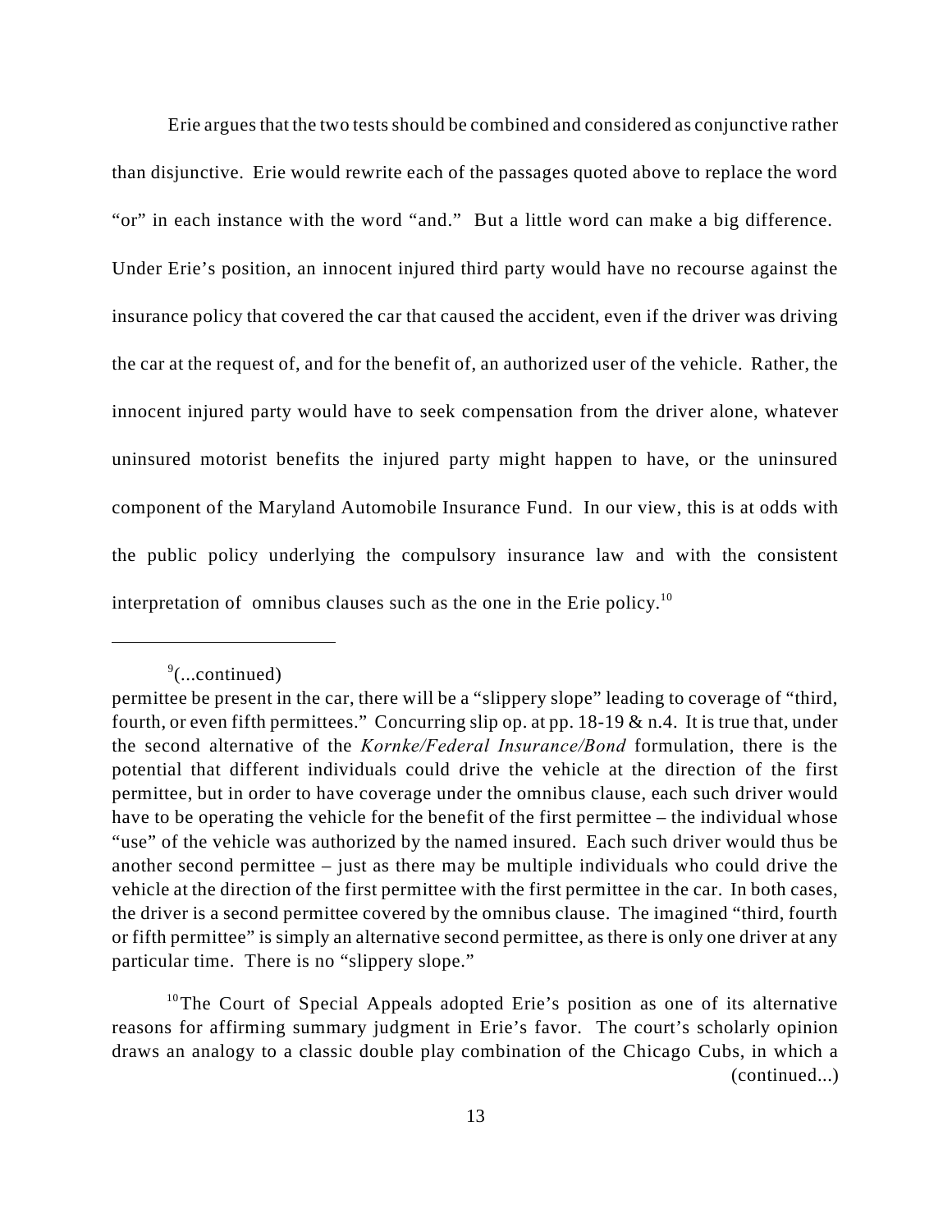Erie argues that the two tests should be combined and considered as conjunctive rather than disjunctive. Erie would rewrite each of the passages quoted above to replace the word "or" in each instance with the word "and." But a little word can make a big difference. Under Erie's position, an innocent injured third party would have no recourse against the insurance policy that covered the car that caused the accident, even if the driver was driving the car at the request of, and for the benefit of, an authorized user of the vehicle. Rather, the innocent injured party would have to seek compensation from the driver alone, whatever uninsured motorist benefits the injured party might happen to have, or the uninsured component of the Maryland Automobile Insurance Fund. In our view, this is at odds with the public policy underlying the compulsory insurance law and with the consistent interpretation of omnibus clauses such as the one in the Erie policy.[10]

---

[9](...continued)
permittee be present in the car, there will be a "slippery slope" leading to coverage of "third, fourth, or even fifth permittees." Concurring slip op. at pp. 18-19 & n.4. It is true that, under the second alternative of the *Kornke/Federal Insurance/Bond* formulation, there is the potential that different individuals could drive the vehicle at the direction of the first permittee, but in order to have coverage under the omnibus clause, each such driver would have to be operating the vehicle for the benefit of the first permittee – the individual whose "use" of the vehicle was authorized by the named insured. Each such driver would thus be another second permittee – just as there may be multiple individuals who could drive the vehicle at the direction of the first permittee with the first permittee in the car. In both cases, the driver is a second permittee covered by the omnibus clause. The imagined "third, fourth or fifth permittee" is simply an alternative second permittee, as there is only one driver at any particular time. There is no "slippery slope."

[10]The Court of Special Appeals adopted Erie's position as one of its alternative reasons for affirming summary judgment in Erie's favor. The court's scholarly opinion draws an analogy to a classic double play combination of the Chicago Cubs, in which a (continued...)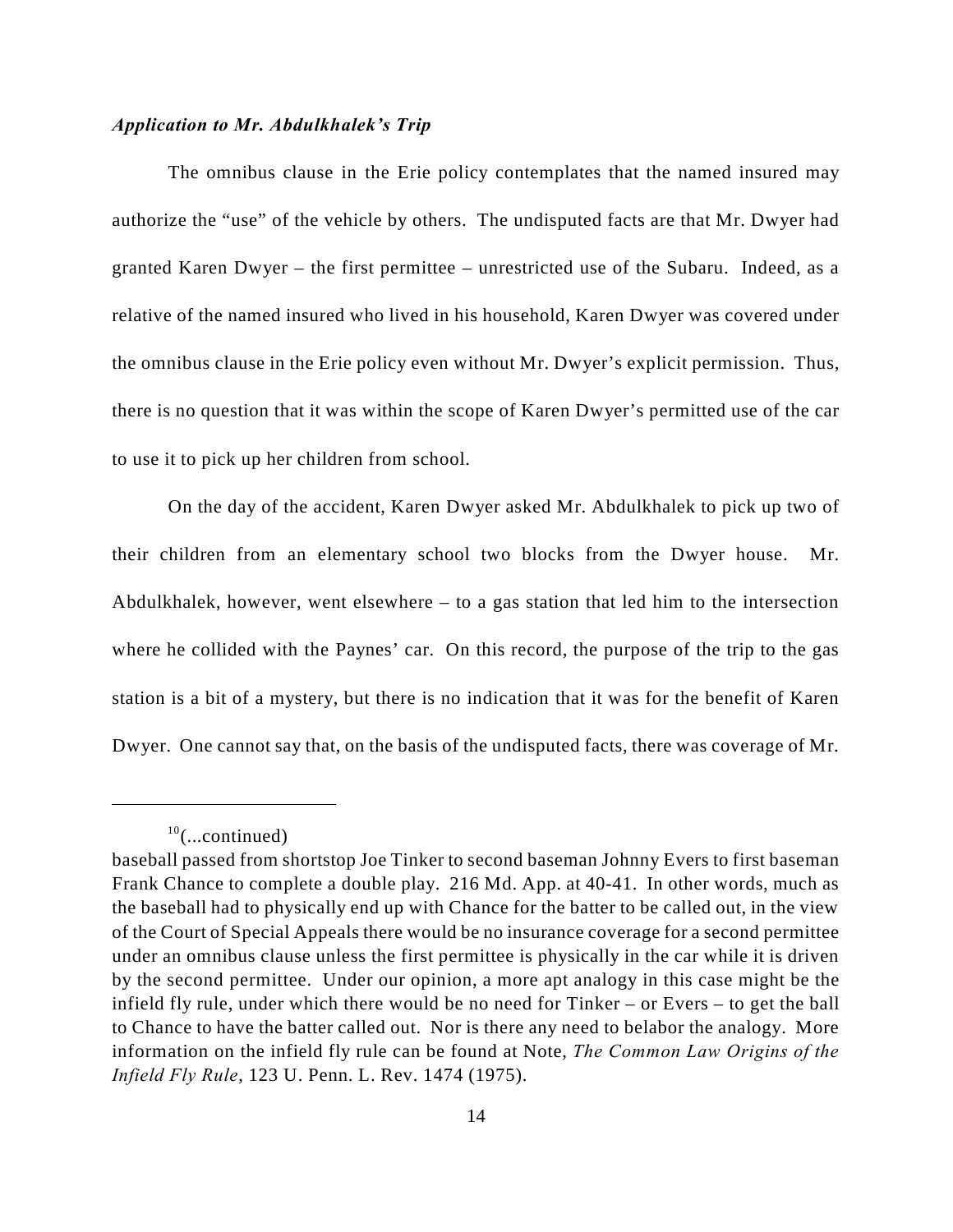***Application to Mr. Abdulkhalek's Trip***

The omnibus clause in the Erie policy contemplates that the named insured may authorize the "use" of the vehicle by others. The undisputed facts are that Mr. Dwyer had granted Karen Dwyer – the first permittee – unrestricted use of the Subaru. Indeed, as a relative of the named insured who lived in his household, Karen Dwyer was covered under the omnibus clause in the Erie policy even without Mr. Dwyer's explicit permission. Thus, there is no question that it was within the scope of Karen Dwyer's permitted use of the car to use it to pick up her children from school.

On the day of the accident, Karen Dwyer asked Mr. Abdulkhalek to pick up two of their children from an elementary school two blocks from the Dwyer house. Mr. Abdulkhalek, however, went elsewhere – to a gas station that led him to the intersection where he collided with the Paynes' car. On this record, the purpose of the trip to the gas station is a bit of a mystery, but there is no indication that it was for the benefit of Karen Dwyer. One cannot say that, on the basis of the undisputed facts, there was coverage of Mr.

---

[10](...continued)

baseball passed from shortstop Joe Tinker to second baseman Johnny Evers to first baseman Frank Chance to complete a double play. 216 Md. App. at 40-41. In other words, much as the baseball had to physically end up with Chance for the batter to be called out, in the view of the Court of Special Appeals there would be no insurance coverage for a second permittee under an omnibus clause unless the first permittee is physically in the car while it is driven by the second permittee. Under our opinion, a more apt analogy in this case might be the infield fly rule, under which there would be no need for Tinker – or Evers – to get the ball to Chance to have the batter called out. Nor is there any need to belabor the analogy. More information on the infield fly rule can be found at Note, *The Common Law Origins of the Infield Fly Rule*, 123 U. Penn. L. Rev. 1474 (1975).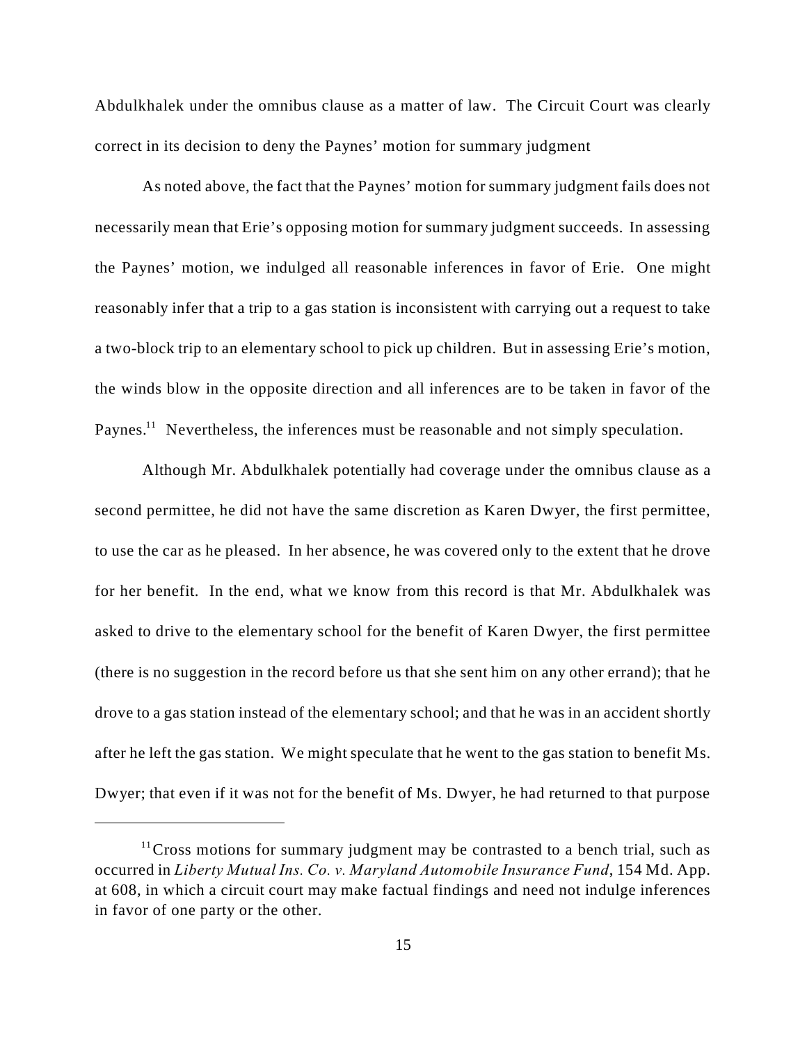Abdulkhalek under the omnibus clause as a matter of law. The Circuit Court was clearly correct in its decision to deny the Paynes' motion for summary judgment

As noted above, the fact that the Paynes' motion for summary judgment fails does not necessarily mean that Erie's opposing motion for summary judgment succeeds. In assessing the Paynes' motion, we indulged all reasonable inferences in favor of Erie. One might reasonably infer that a trip to a gas station is inconsistent with carrying out a request to take a two-block trip to an elementary school to pick up children. But in assessing Erie's motion, the winds blow in the opposite direction and all inferences are to be taken in favor of the Paynes.[11] Nevertheless, the inferences must be reasonable and not simply speculation.

Although Mr. Abdulkhalek potentially had coverage under the omnibus clause as a second permittee, he did not have the same discretion as Karen Dwyer, the first permittee, to use the car as he pleased. In her absence, he was covered only to the extent that he drove for her benefit. In the end, what we know from this record is that Mr. Abdulkhalek was asked to drive to the elementary school for the benefit of Karen Dwyer, the first permittee (there is no suggestion in the record before us that she sent him on any other errand); that he drove to a gas station instead of the elementary school; and that he was in an accident shortly after he left the gas station. We might speculate that he went to the gas station to benefit Ms. Dwyer; that even if it was not for the benefit of Ms. Dwyer, he had returned to that purpose

---

[11] Cross motions for summary judgment may be contrasted to a bench trial, such as occurred in *Liberty Mutual Ins. Co. v. Maryland Automobile Insurance Fund*, 154 Md. App. at 608, in which a circuit court may make factual findings and need not indulge inferences in favor of one party or the other.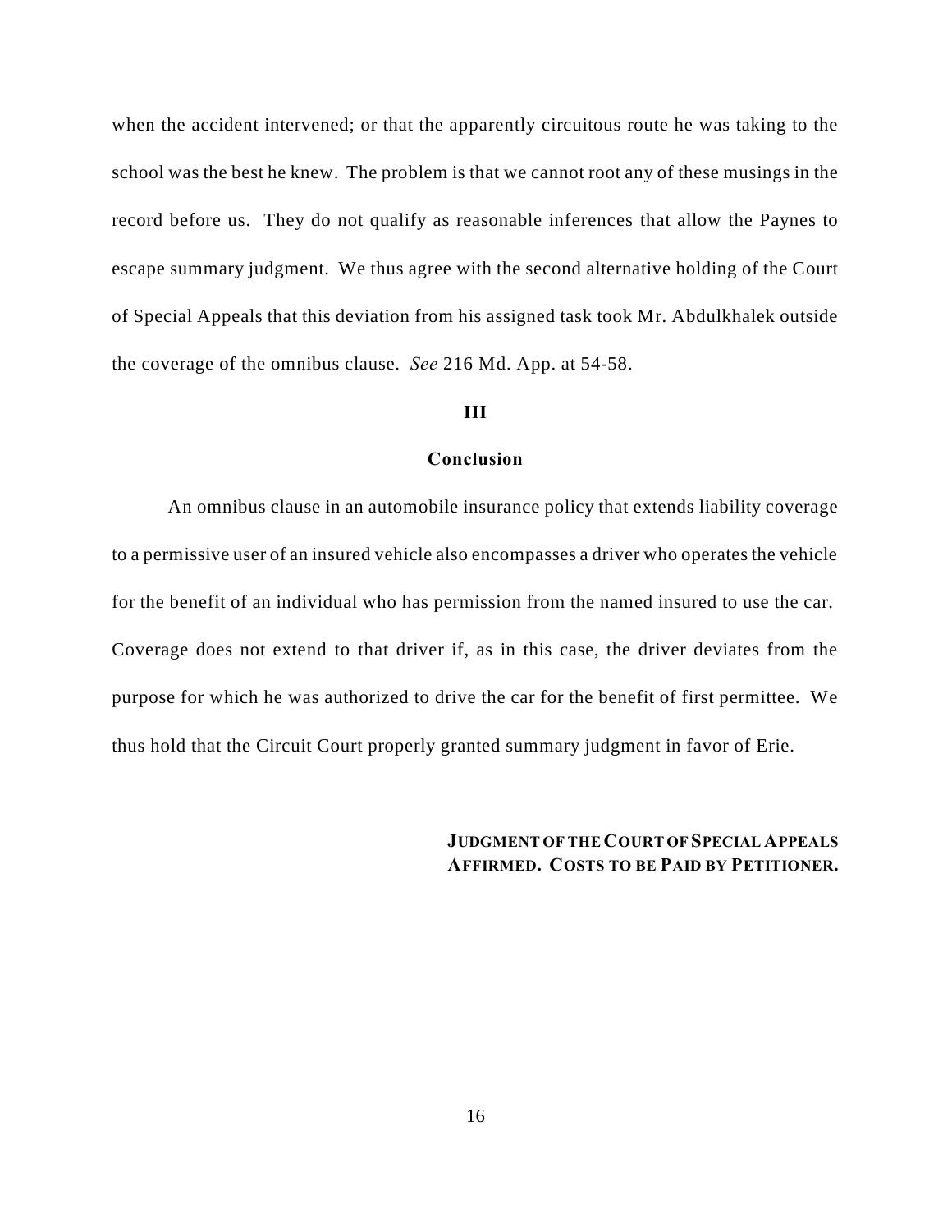when the accident intervened; or that the apparently circuitous route he was taking to the school was the best he knew. The problem is that we cannot root any of these musings in the record before us. They do not qualify as reasonable inferences that allow the Paynes to escape summary judgment. We thus agree with the second alternative holding of the Court of Special Appeals that this deviation from his assigned task took Mr. Abdulkhalek outside the coverage of the omnibus clause. *See* 216 Md. App. at 54-58.

## III

## Conclusion

An omnibus clause in an automobile insurance policy that extends liability coverage to a permissive user of an insured vehicle also encompasses a driver who operates the vehicle for the benefit of an individual who has permission from the named insured to use the car. Coverage does not extend to that driver if, as in this case, the driver deviates from the purpose for which he was authorized to drive the car for the benefit of first permittee. We thus hold that the Circuit Court properly granted summary judgment in favor of Erie.

**JUDGMENT OF THE COURT OF SPECIAL APPEALS AFFIRMED. COSTS TO BE PAID BY PETITIONER.**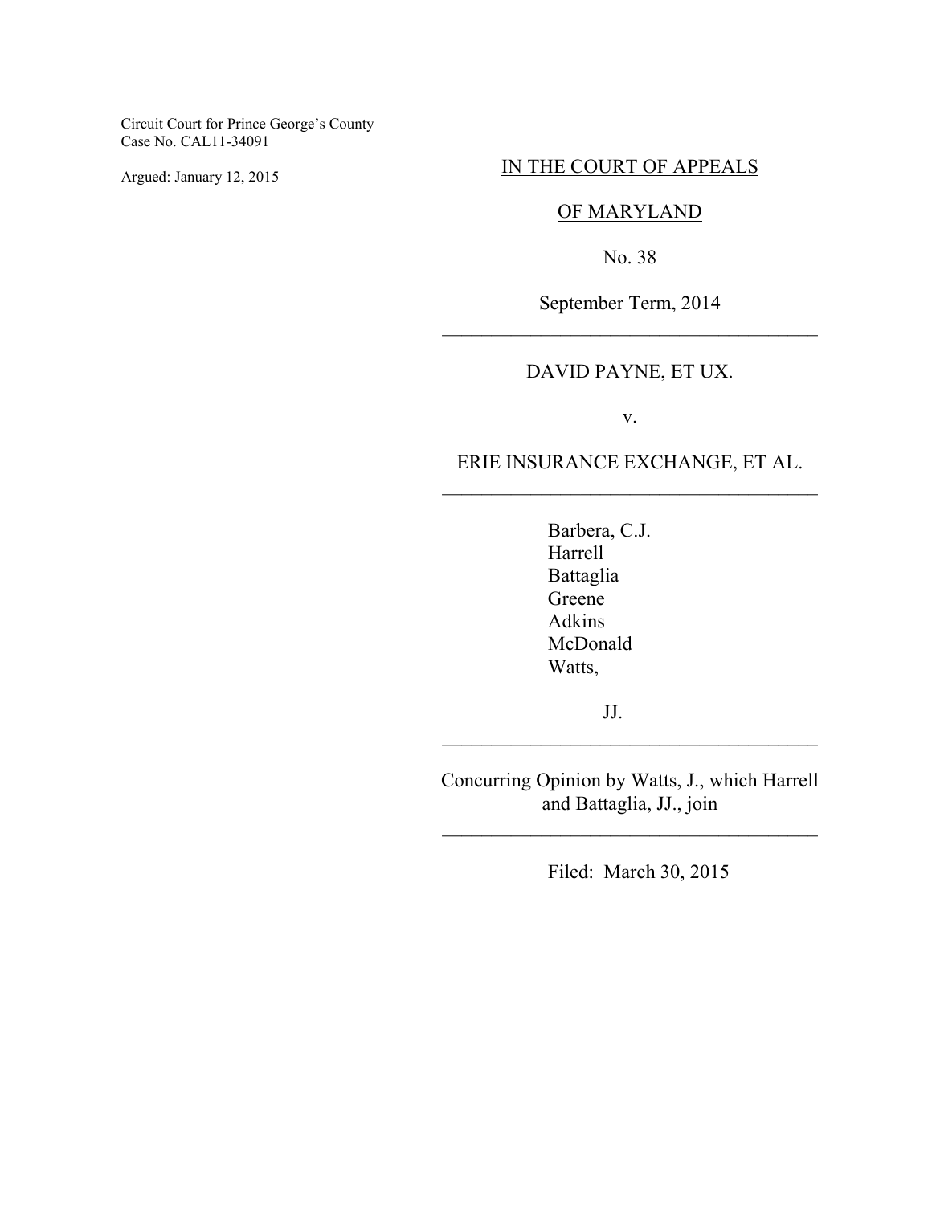Circuit Court for Prince George's County
Case No. CAL11-34091

Argued: January 12, 2015

IN THE COURT OF APPEALS

OF MARYLAND

No. 38

September Term, 2014

---

DAVID PAYNE, ET UX.

v.

ERIE INSURANCE EXCHANGE, ET AL.

---

Barbera, C.J.
Harrell
Battaglia
Greene
Adkins
McDonald
Watts,

JJ.

---

Concurring Opinion by Watts, J., which Harrell and Battaglia, JJ., join

---

Filed: March 30, 2015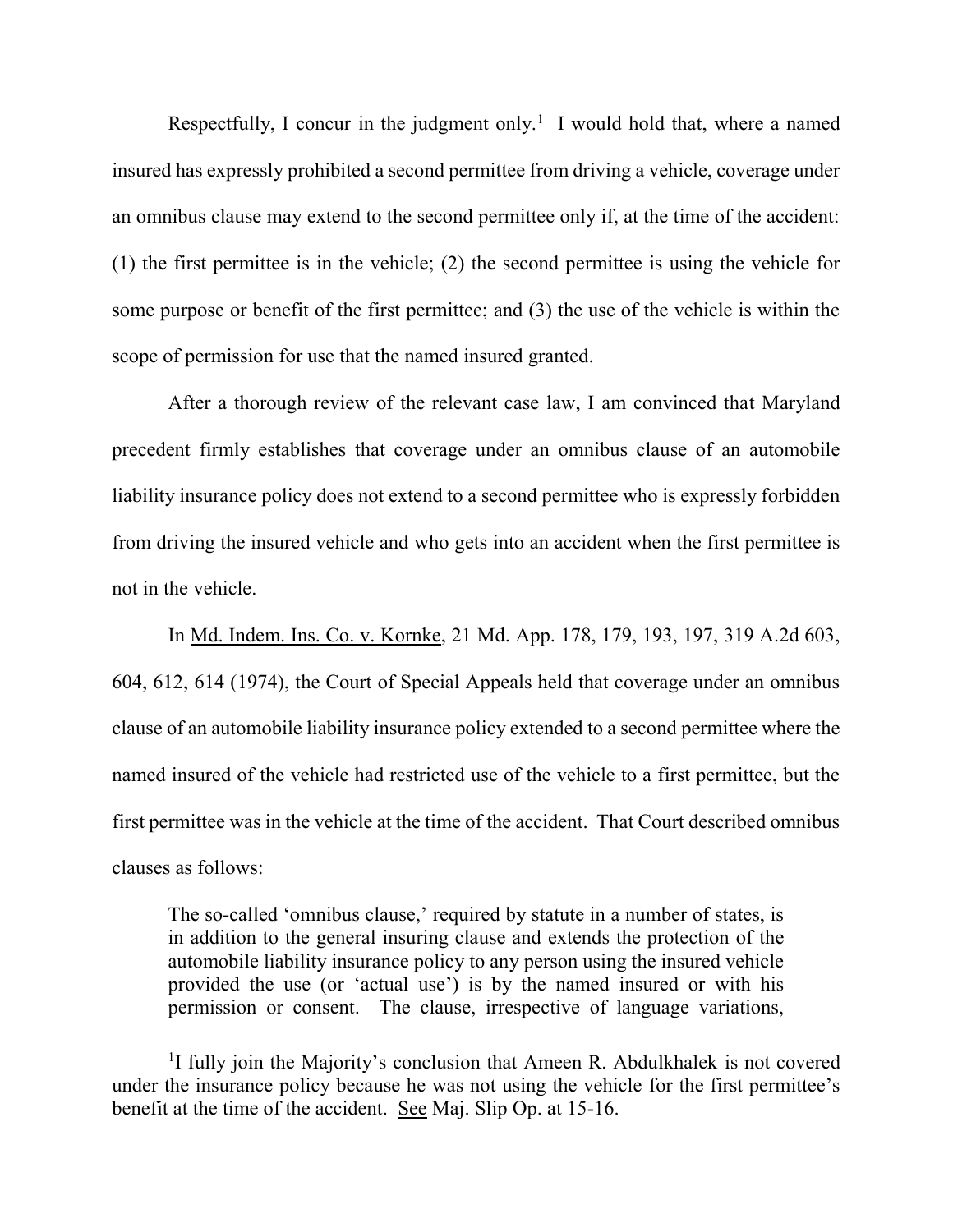Respectfully, I concur in the judgment only.[1] I would hold that, where a named insured has expressly prohibited a second permittee from driving a vehicle, coverage under an omnibus clause may extend to the second permittee only if, at the time of the accident: (1) the first permittee is in the vehicle; (2) the second permittee is using the vehicle for some purpose or benefit of the first permittee; and (3) the use of the vehicle is within the scope of permission for use that the named insured granted.

After a thorough review of the relevant case law, I am convinced that Maryland precedent firmly establishes that coverage under an omnibus clause of an automobile liability insurance policy does not extend to a second permittee who is expressly forbidden from driving the insured vehicle and who gets into an accident when the first permittee is not in the vehicle.

In Md. Indem. Ins. Co. v. Kornke, 21 Md. App. 178, 179, 193, 197, 319 A.2d 603, 604, 612, 614 (1974), the Court of Special Appeals held that coverage under an omnibus clause of an automobile liability insurance policy extended to a second permittee where the named insured of the vehicle had restricted use of the vehicle to a first permittee, but the first permittee was in the vehicle at the time of the accident. That Court described omnibus clauses as follows:

> The so-called 'omnibus clause,' required by statute in a number of states, is in addition to the general insuring clause and extends the protection of the automobile liability insurance policy to any person using the insured vehicle provided the use (or 'actual use') is by the named insured or with his permission or consent. The clause, irrespective of language variations,

---

[1] I fully join the Majority's conclusion that Ameen R. Abdulkhalek is not covered under the insurance policy because he was not using the vehicle for the first permittee's benefit at the time of the accident. See Maj. Slip Op. at 15-16.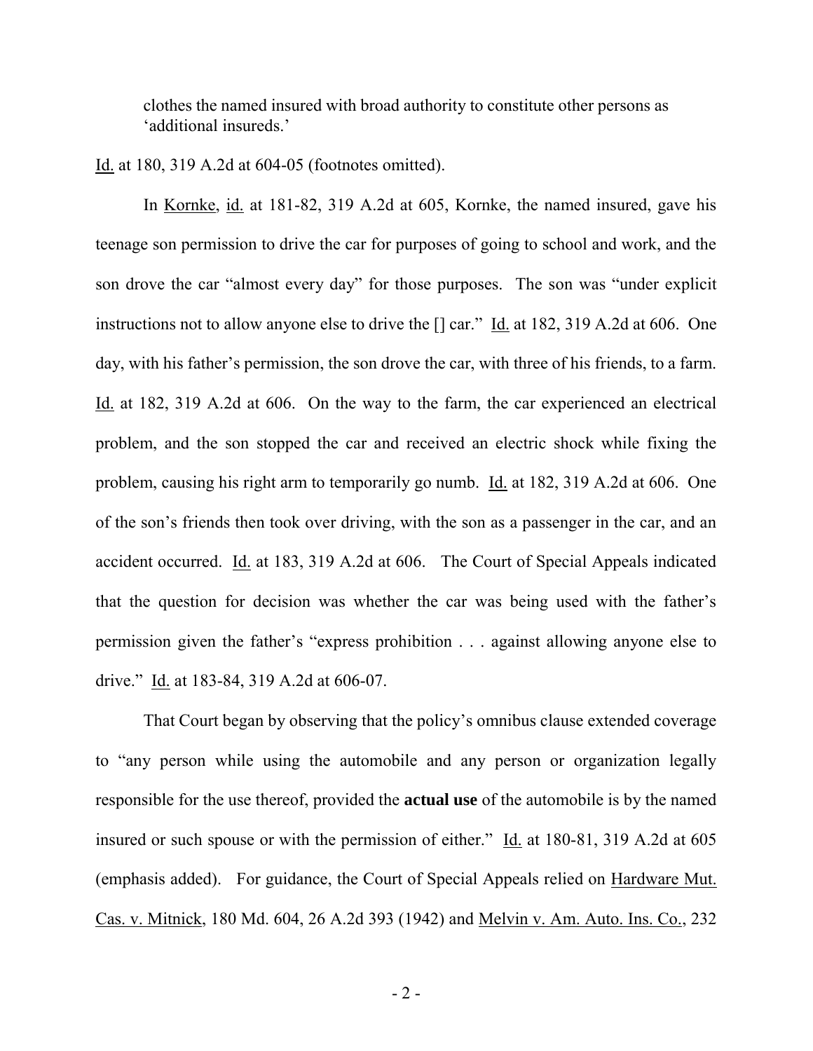clothes the named insured with broad authority to constitute other persons as 'additional insureds.'

Id. at 180, 319 A.2d at 604-05 (footnotes omitted).

In Kornke, id. at 181-82, 319 A.2d at 605, Kornke, the named insured, gave his teenage son permission to drive the car for purposes of going to school and work, and the son drove the car "almost every day" for those purposes. The son was "under explicit instructions not to allow anyone else to drive the [] car." Id. at 182, 319 A.2d at 606. One day, with his father's permission, the son drove the car, with three of his friends, to a farm. Id. at 182, 319 A.2d at 606. On the way to the farm, the car experienced an electrical problem, and the son stopped the car and received an electric shock while fixing the problem, causing his right arm to temporarily go numb. Id. at 182, 319 A.2d at 606. One of the son's friends then took over driving, with the son as a passenger in the car, and an accident occurred. Id. at 183, 319 A.2d at 606. The Court of Special Appeals indicated that the question for decision was whether the car was being used with the father's permission given the father's "express prohibition . . . against allowing anyone else to drive." Id. at 183-84, 319 A.2d at 606-07.

That Court began by observing that the policy's omnibus clause extended coverage to "any person while using the automobile and any person or organization legally responsible for the use thereof, provided the **actual use** of the automobile is by the named insured or such spouse or with the permission of either." Id. at 180-81, 319 A.2d at 605 (emphasis added). For guidance, the Court of Special Appeals relied on Hardware Mut. Cas. v. Mitnick, 180 Md. 604, 26 A.2d 393 (1942) and Melvin v. Am. Auto. Ins. Co., 232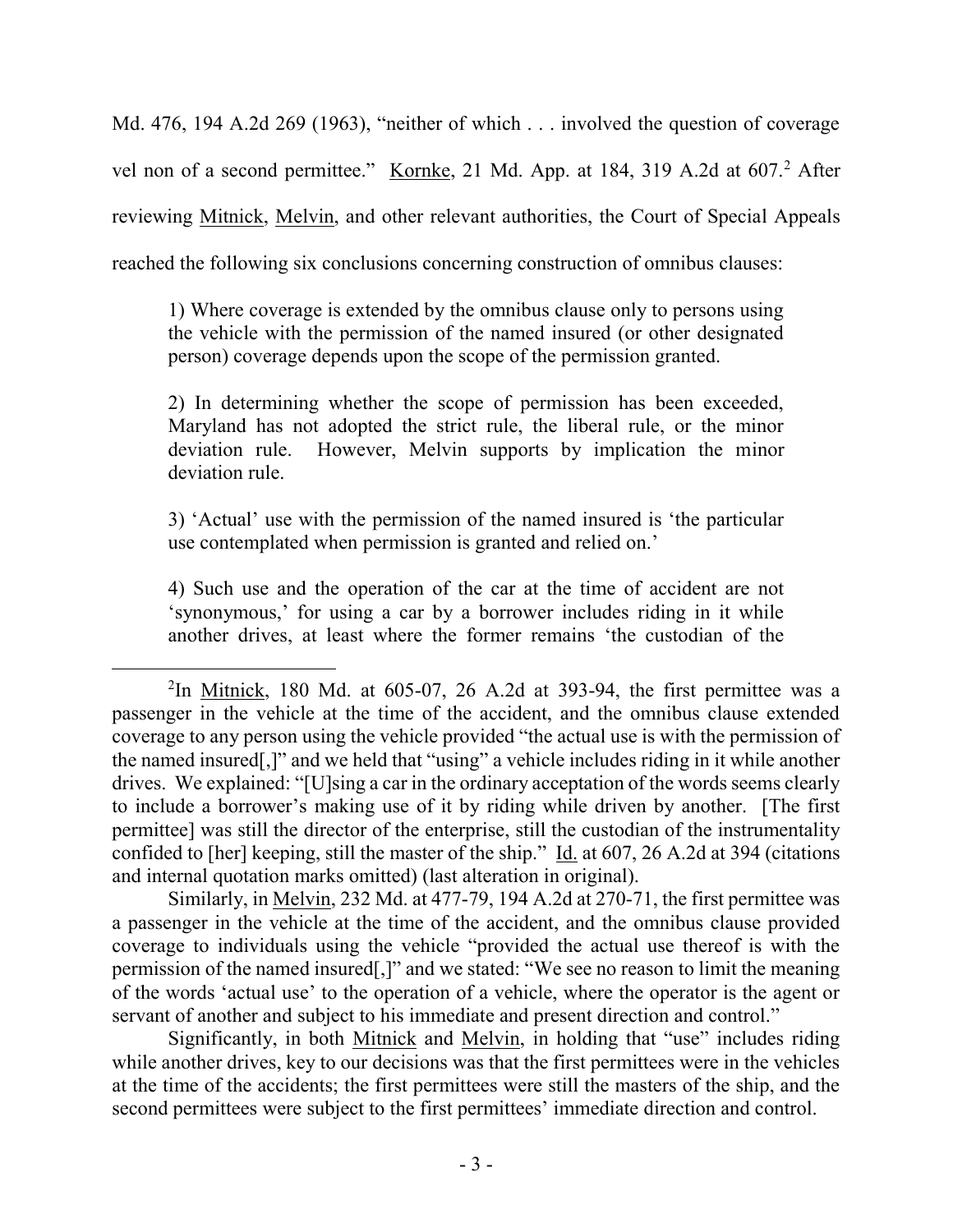Md. 476, 194 A.2d 269 (1963), "neither of which . . . involved the question of coverage vel non of a second permittee." Kornke, 21 Md. App. at 184, 319 A.2d at 607.[2] After reviewing Mitnick, Melvin, and other relevant authorities, the Court of Special Appeals reached the following six conclusions concerning construction of omnibus clauses:

> 1) Where coverage is extended by the omnibus clause only to persons using the vehicle with the permission of the named insured (or other designated person) coverage depends upon the scope of the permission granted.
>
> 2) In determining whether the scope of permission has been exceeded, Maryland has not adopted the strict rule, the liberal rule, or the minor deviation rule. However, Melvin supports by implication the minor deviation rule.
>
> 3) 'Actual' use with the permission of the named insured is 'the particular use contemplated when permission is granted and relied on.'
>
> 4) Such use and the operation of the car at the time of accident are not 'synonymous,' for using a car by a borrower includes riding in it while another drives, at least where the former remains 'the custodian of the

---

[2]In Mitnick, 180 Md. at 605-07, 26 A.2d at 393-94, the first permittee was a passenger in the vehicle at the time of the accident, and the omnibus clause extended coverage to any person using the vehicle provided "the actual use is with the permission of the named insured[,]" and we held that "using" a vehicle includes riding in it while another drives. We explained: "[U]sing a car in the ordinary acceptation of the words seems clearly to include a borrower's making use of it by riding while driven by another. [The first permittee] was still the director of the enterprise, still the custodian of the instrumentality confided to [her] keeping, still the master of the ship." Id. at 607, 26 A.2d at 394 (citations and internal quotation marks omitted) (last alteration in original).

Similarly, in Melvin, 232 Md. at 477-79, 194 A.2d at 270-71, the first permittee was a passenger in the vehicle at the time of the accident, and the omnibus clause provided coverage to individuals using the vehicle "provided the actual use thereof is with the permission of the named insured[,]" and we stated: "We see no reason to limit the meaning of the words 'actual use' to the operation of a vehicle, where the operator is the agent or servant of another and subject to his immediate and present direction and control."

Significantly, in both Mitnick and Melvin, in holding that "use" includes riding while another drives, key to our decisions was that the first permittees were in the vehicles at the time of the accidents; the first permittees were still the masters of the ship, and the second permittees were subject to the first permittees' immediate direction and control.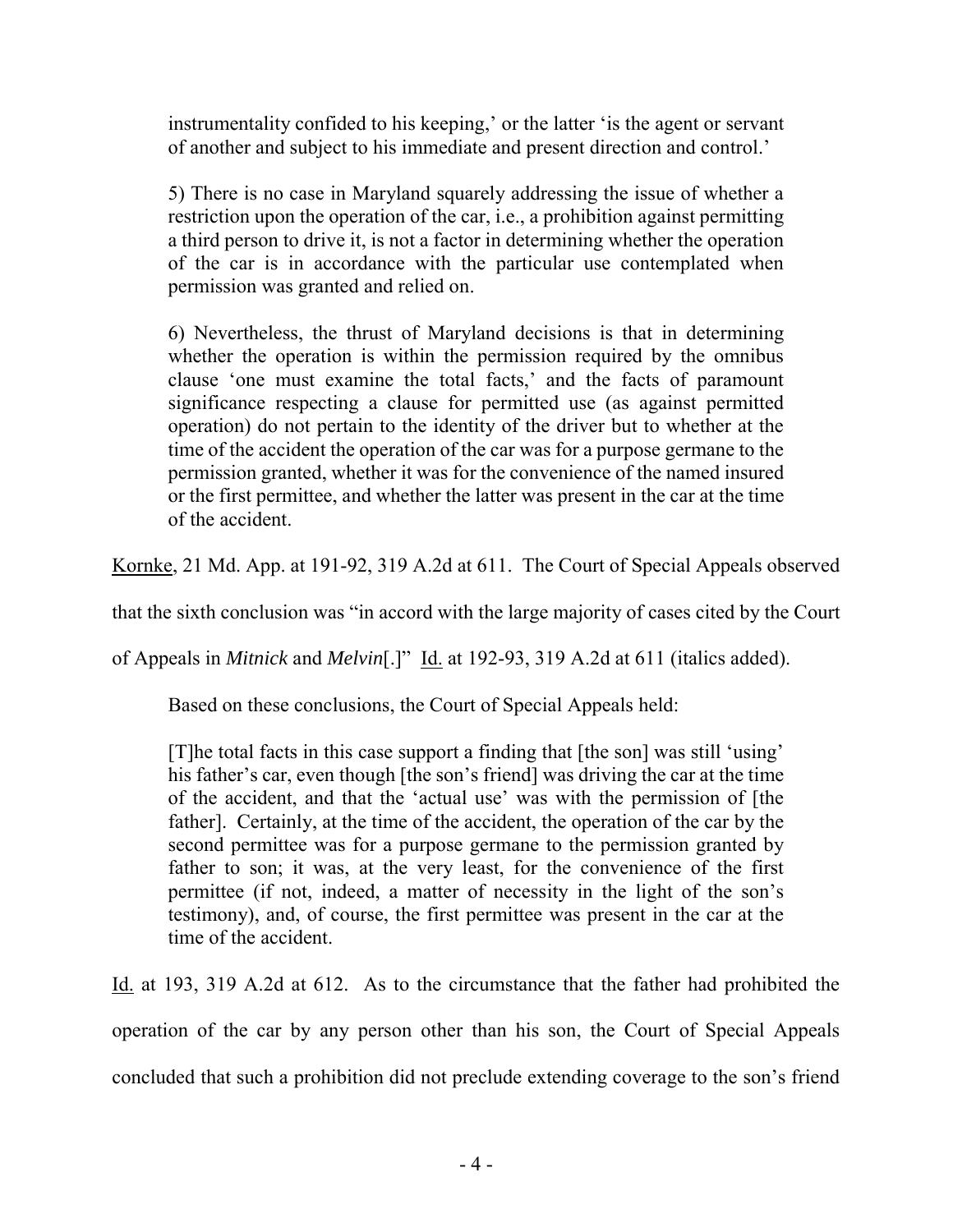instrumentality confided to his keeping,' or the latter 'is the agent or servant of another and subject to his immediate and present direction and control.'

> 5) There is no case in Maryland squarely addressing the issue of whether a restriction upon the operation of the car, i.e., a prohibition against permitting a third person to drive it, is not a factor in determining whether the operation of the car is in accordance with the particular use contemplated when permission was granted and relied on.
>
> 6) Nevertheless, the thrust of Maryland decisions is that in determining whether the operation is within the permission required by the omnibus clause 'one must examine the total facts,' and the facts of paramount significance respecting a clause for permitted use (as against permitted operation) do not pertain to the identity of the driver but to whether at the time of the accident the operation of the car was for a purpose germane to the permission granted, whether it was for the convenience of the named insured or the first permittee, and whether the latter was present in the car at the time of the accident.

Kornke, 21 Md. App. at 191-92, 319 A.2d at 611. The Court of Special Appeals observed that the sixth conclusion was "in accord with the large majority of cases cited by the Court of Appeals in *Mitnick* and *Melvin*[.]" Id. at 192-93, 319 A.2d at 611 (italics added).

Based on these conclusions, the Court of Special Appeals held:

> [T]he total facts in this case support a finding that [the son] was still 'using' his father's car, even though [the son's friend] was driving the car at the time of the accident, and that the 'actual use' was with the permission of [the father]. Certainly, at the time of the accident, the operation of the car by the second permittee was for a purpose germane to the permission granted by father to son; it was, at the very least, for the convenience of the first permittee (if not, indeed, a matter of necessity in the light of the son's testimony), and, of course, the first permittee was present in the car at the time of the accident.

Id. at 193, 319 A.2d at 612. As to the circumstance that the father had prohibited the operation of the car by any person other than his son, the Court of Special Appeals concluded that such a prohibition did not preclude extending coverage to the son's friend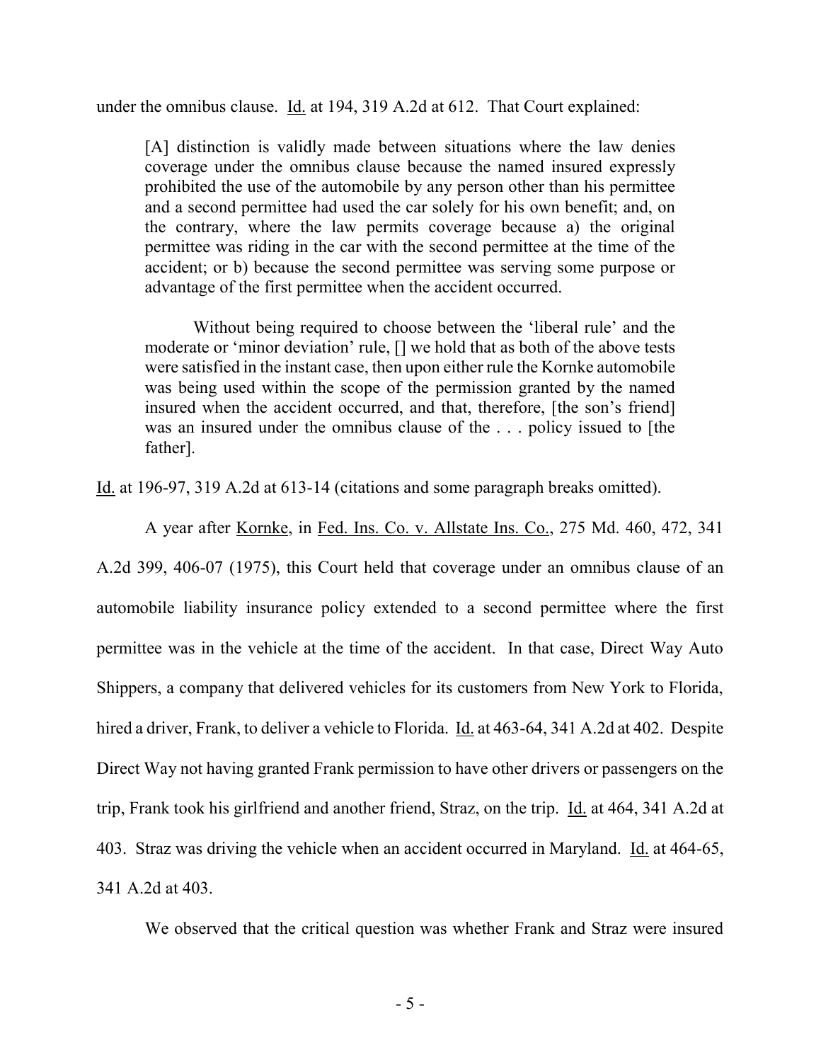under the omnibus clause. Id. at 194, 319 A.2d at 612. That Court explained:

> [A] distinction is validly made between situations where the law denies coverage under the omnibus clause because the named insured expressly prohibited the use of the automobile by any person other than his permittee and a second permittee had used the car solely for his own benefit; and, on the contrary, where the law permits coverage because a) the original permittee was riding in the car with the second permittee at the time of the accident; or b) because the second permittee was serving some purpose or advantage of the first permittee when the accident occurred.
>
> Without being required to choose between the 'liberal rule' and the moderate or 'minor deviation' rule, [] we hold that as both of the above tests were satisfied in the instant case, then upon either rule the Kornke automobile was being used within the scope of the permission granted by the named insured when the accident occurred, and that, therefore, [the son's friend] was an insured under the omnibus clause of the . . . policy issued to [the father].

Id. at 196-97, 319 A.2d at 613-14 (citations and some paragraph breaks omitted).

A year after Kornke, in Fed. Ins. Co. v. Allstate Ins. Co., 275 Md. 460, 472, 341 A.2d 399, 406-07 (1975), this Court held that coverage under an omnibus clause of an automobile liability insurance policy extended to a second permittee where the first permittee was in the vehicle at the time of the accident. In that case, Direct Way Auto Shippers, a company that delivered vehicles for its customers from New York to Florida, hired a driver, Frank, to deliver a vehicle to Florida. Id. at 463-64, 341 A.2d at 402. Despite Direct Way not having granted Frank permission to have other drivers or passengers on the trip, Frank took his girlfriend and another friend, Straz, on the trip. Id. at 464, 341 A.2d at 403. Straz was driving the vehicle when an accident occurred in Maryland. Id. at 464-65, 341 A.2d at 403.

We observed that the critical question was whether Frank and Straz were insured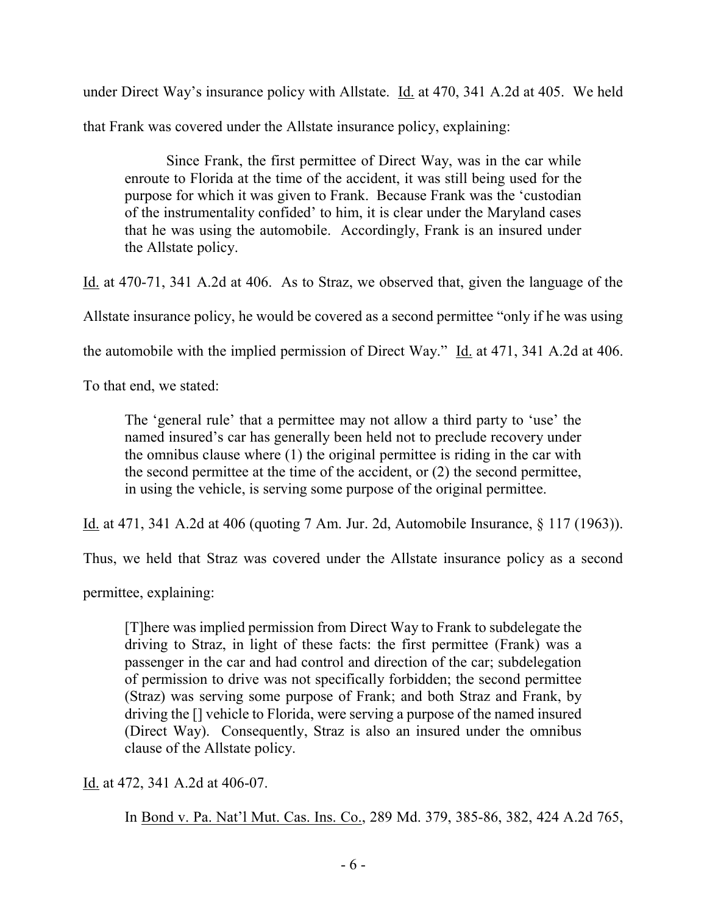under Direct Way's insurance policy with Allstate. Id. at 470, 341 A.2d at 405. We held that Frank was covered under the Allstate insurance policy, explaining:

> Since Frank, the first permittee of Direct Way, was in the car while enroute to Florida at the time of the accident, it was still being used for the purpose for which it was given to Frank. Because Frank was the 'custodian of the instrumentality confided' to him, it is clear under the Maryland cases that he was using the automobile. Accordingly, Frank is an insured under the Allstate policy.

Id. at 470-71, 341 A.2d at 406. As to Straz, we observed that, given the language of the Allstate insurance policy, he would be covered as a second permittee "only if he was using the automobile with the implied permission of Direct Way." Id. at 471, 341 A.2d at 406. To that end, we stated:

> The 'general rule' that a permittee may not allow a third party to 'use' the named insured's car has generally been held not to preclude recovery under the omnibus clause where (1) the original permittee is riding in the car with the second permittee at the time of the accident, or (2) the second permittee, in using the vehicle, is serving some purpose of the original permittee.

Id. at 471, 341 A.2d at 406 (quoting 7 Am. Jur. 2d, Automobile Insurance, § 117 (1963)). Thus, we held that Straz was covered under the Allstate insurance policy as a second permittee, explaining:

> [T]here was implied permission from Direct Way to Frank to subdelegate the driving to Straz, in light of these facts: the first permittee (Frank) was a passenger in the car and had control and direction of the car; subdelegation of permission to drive was not specifically forbidden; the second permittee (Straz) was serving some purpose of Frank; and both Straz and Frank, by driving the [] vehicle to Florida, were serving a purpose of the named insured (Direct Way). Consequently, Straz is also an insured under the omnibus clause of the Allstate policy.

Id. at 472, 341 A.2d at 406-07.

In Bond v. Pa. Nat'l Mut. Cas. Ins. Co., 289 Md. 379, 385-86, 382, 424 A.2d 765,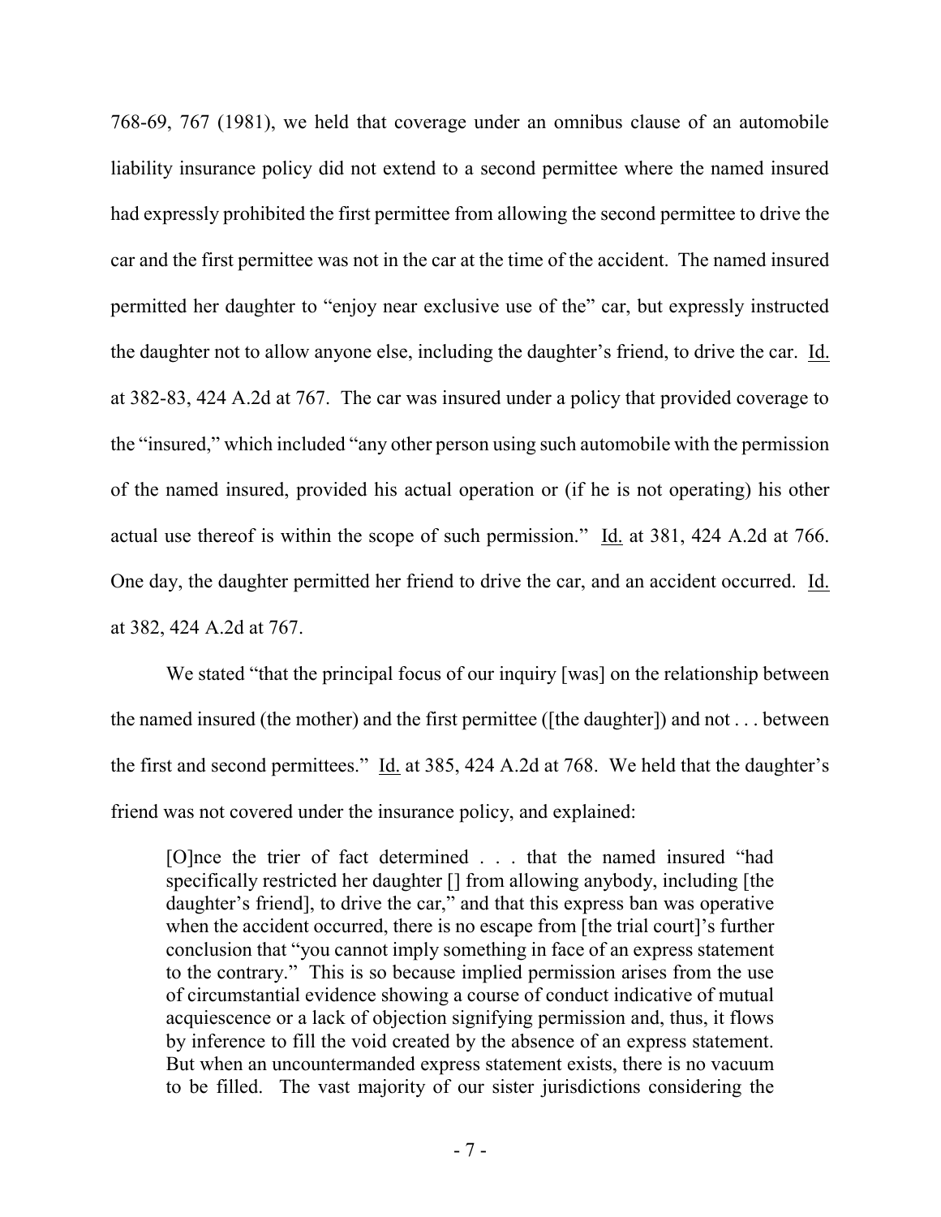768-69, 767 (1981), we held that coverage under an omnibus clause of an automobile liability insurance policy did not extend to a second permittee where the named insured had expressly prohibited the first permittee from allowing the second permittee to drive the car and the first permittee was not in the car at the time of the accident. The named insured permitted her daughter to "enjoy near exclusive use of the" car, but expressly instructed the daughter not to allow anyone else, including the daughter's friend, to drive the car. Id. at 382-83, 424 A.2d at 767. The car was insured under a policy that provided coverage to the "insured," which included "any other person using such automobile with the permission of the named insured, provided his actual operation or (if he is not operating) his other actual use thereof is within the scope of such permission." Id. at 381, 424 A.2d at 766. One day, the daughter permitted her friend to drive the car, and an accident occurred. Id. at 382, 424 A.2d at 767.

We stated "that the principal focus of our inquiry [was] on the relationship between the named insured (the mother) and the first permittee ([the daughter]) and not . . . between the first and second permittees." Id. at 385, 424 A.2d at 768. We held that the daughter's friend was not covered under the insurance policy, and explained:

> [O]nce the trier of fact determined . . . that the named insured "had specifically restricted her daughter [] from allowing anybody, including [the daughter's friend], to drive the car," and that this express ban was operative when the accident occurred, there is no escape from [the trial court]'s further conclusion that "you cannot imply something in face of an express statement to the contrary." This is so because implied permission arises from the use of circumstantial evidence showing a course of conduct indicative of mutual acquiescence or a lack of objection signifying permission and, thus, it flows by inference to fill the void created by the absence of an express statement. But when an uncountermanded express statement exists, there is no vacuum to be filled. The vast majority of our sister jurisdictions considering the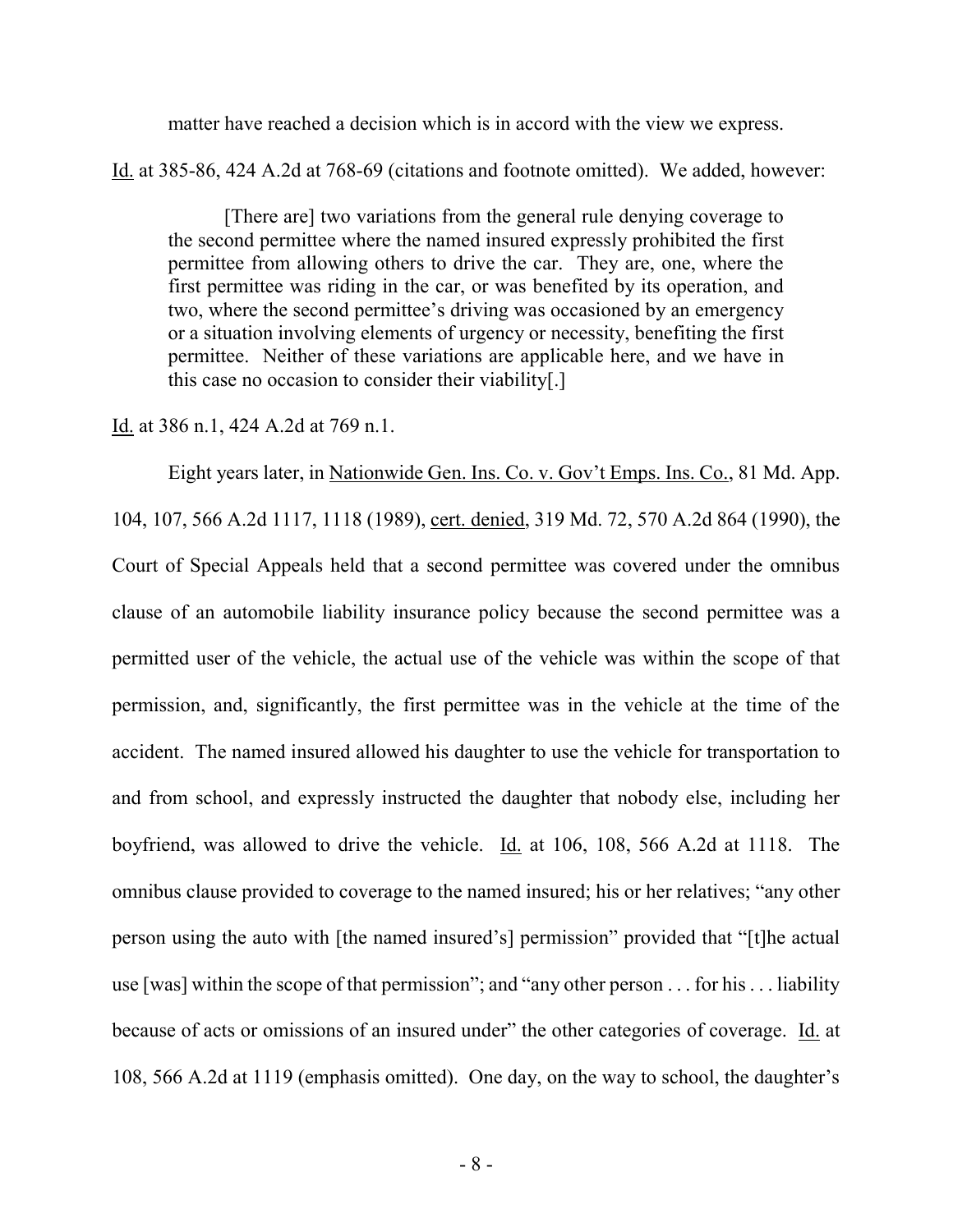matter have reached a decision which is in accord with the view we express.

Id. at 385-86, 424 A.2d at 768-69 (citations and footnote omitted). We added, however:

> [There are] two variations from the general rule denying coverage to the second permittee where the named insured expressly prohibited the first permittee from allowing others to drive the car. They are, one, where the first permittee was riding in the car, or was benefited by its operation, and two, where the second permittee's driving was occasioned by an emergency or a situation involving elements of urgency or necessity, benefiting the first permittee. Neither of these variations are applicable here, and we have in this case no occasion to consider their viability[.]

Id. at 386 n.1, 424 A.2d at 769 n.1.

Eight years later, in Nationwide Gen. Ins. Co. v. Gov't Emps. Ins. Co., 81 Md. App. 104, 107, 566 A.2d 1117, 1118 (1989), cert. denied, 319 Md. 72, 570 A.2d 864 (1990), the Court of Special Appeals held that a second permittee was covered under the omnibus clause of an automobile liability insurance policy because the second permittee was a permitted user of the vehicle, the actual use of the vehicle was within the scope of that permission, and, significantly, the first permittee was in the vehicle at the time of the accident. The named insured allowed his daughter to use the vehicle for transportation to and from school, and expressly instructed the daughter that nobody else, including her boyfriend, was allowed to drive the vehicle. Id. at 106, 108, 566 A.2d at 1118. The omnibus clause provided to coverage to the named insured; his or her relatives; "any other person using the auto with [the named insured's] permission" provided that "[t]he actual use [was] within the scope of that permission"; and "any other person . . . for his . . . liability because of acts or omissions of an insured under" the other categories of coverage. Id. at 108, 566 A.2d at 1119 (emphasis omitted). One day, on the way to school, the daughter's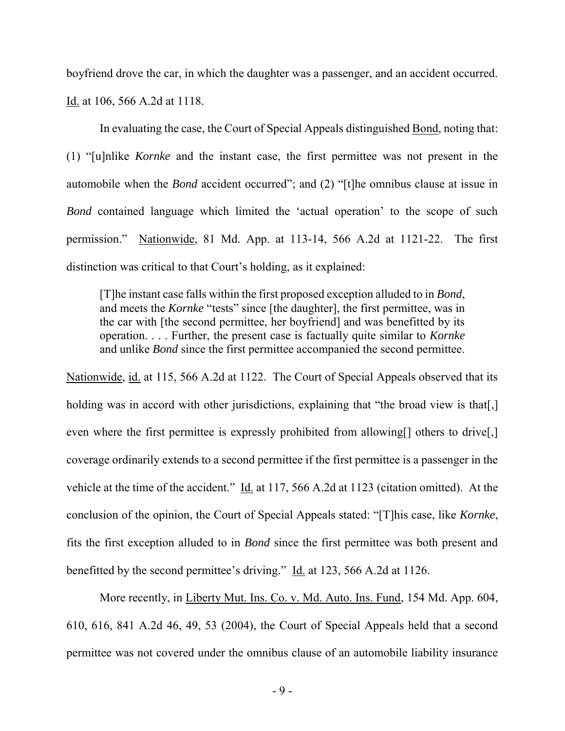boyfriend drove the car, in which the daughter was a passenger, and an accident occurred. Id. at 106, 566 A.2d at 1118.

In evaluating the case, the Court of Special Appeals distinguished Bond, noting that: (1) "[u]nlike *Kornke* and the instant case, the first permittee was not present in the automobile when the *Bond* accident occurred"; and (2) "[t]he omnibus clause at issue in *Bond* contained language which limited the 'actual operation' to the scope of such permission." Nationwide, 81 Md. App. at 113-14, 566 A.2d at 1121-22. The first distinction was critical to that Court's holding, as it explained:

> [T]he instant case falls within the first proposed exception alluded to in *Bond*, and meets the *Kornke* "tests" since [the daughter], the first permittee, was in the car with [the second permittee, her boyfriend] and was benefitted by its operation. . . . Further, the present case is factually quite similar to *Kornke* and unlike *Bond* since the first permittee accompanied the second permittee.

Nationwide, id. at 115, 566 A.2d at 1122. The Court of Special Appeals observed that its holding was in accord with other jurisdictions, explaining that "the broad view is that[,] even where the first permittee is expressly prohibited from allowing[] others to drive[,] coverage ordinarily extends to a second permittee if the first permittee is a passenger in the vehicle at the time of the accident." Id. at 117, 566 A.2d at 1123 (citation omitted). At the conclusion of the opinion, the Court of Special Appeals stated: "[T]his case, like *Kornke*, fits the first exception alluded to in *Bond* since the first permittee was both present and benefitted by the second permittee's driving." Id. at 123, 566 A.2d at 1126.

More recently, in Liberty Mut. Ins. Co. v. Md. Auto. Ins. Fund, 154 Md. App. 604, 610, 616, 841 A.2d 46, 49, 53 (2004), the Court of Special Appeals held that a second permittee was not covered under the omnibus clause of an automobile liability insurance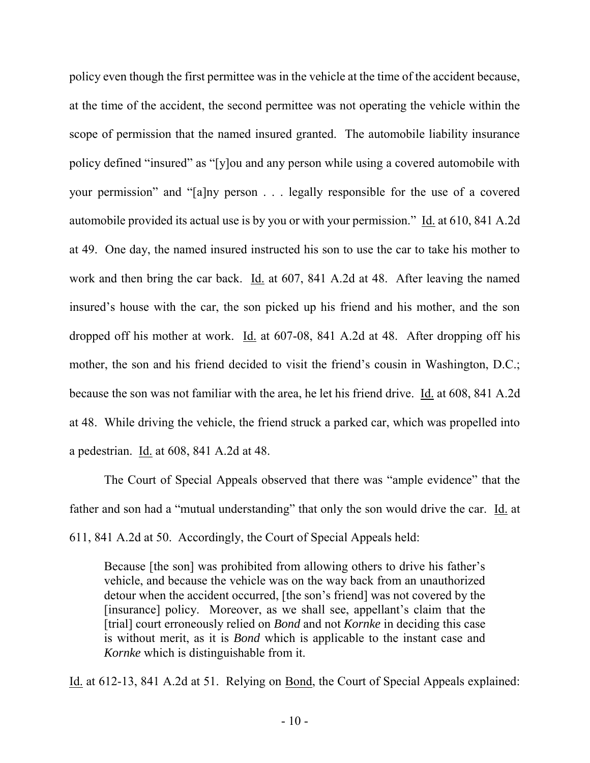policy even though the first permittee was in the vehicle at the time of the accident because, at the time of the accident, the second permittee was not operating the vehicle within the scope of permission that the named insured granted. The automobile liability insurance policy defined "insured" as "[y]ou and any person while using a covered automobile with your permission" and "[a]ny person . . . legally responsible for the use of a covered automobile provided its actual use is by you or with your permission." Id. at 610, 841 A.2d at 49. One day, the named insured instructed his son to use the car to take his mother to work and then bring the car back. Id. at 607, 841 A.2d at 48. After leaving the named insured's house with the car, the son picked up his friend and his mother, and the son dropped off his mother at work. Id. at 607-08, 841 A.2d at 48. After dropping off his mother, the son and his friend decided to visit the friend's cousin in Washington, D.C.; because the son was not familiar with the area, he let his friend drive. Id. at 608, 841 A.2d at 48. While driving the vehicle, the friend struck a parked car, which was propelled into a pedestrian. Id. at 608, 841 A.2d at 48.

The Court of Special Appeals observed that there was "ample evidence" that the father and son had a "mutual understanding" that only the son would drive the car. Id. at 611, 841 A.2d at 50. Accordingly, the Court of Special Appeals held:

> Because [the son] was prohibited from allowing others to drive his father's vehicle, and because the vehicle was on the way back from an unauthorized detour when the accident occurred, [the son's friend] was not covered by the [insurance] policy. Moreover, as we shall see, appellant's claim that the [trial] court erroneously relied on *Bond* and not *Kornke* in deciding this case is without merit, as it is *Bond* which is applicable to the instant case and *Kornke* which is distinguishable from it.

Id. at 612-13, 841 A.2d at 51. Relying on Bond, the Court of Special Appeals explained: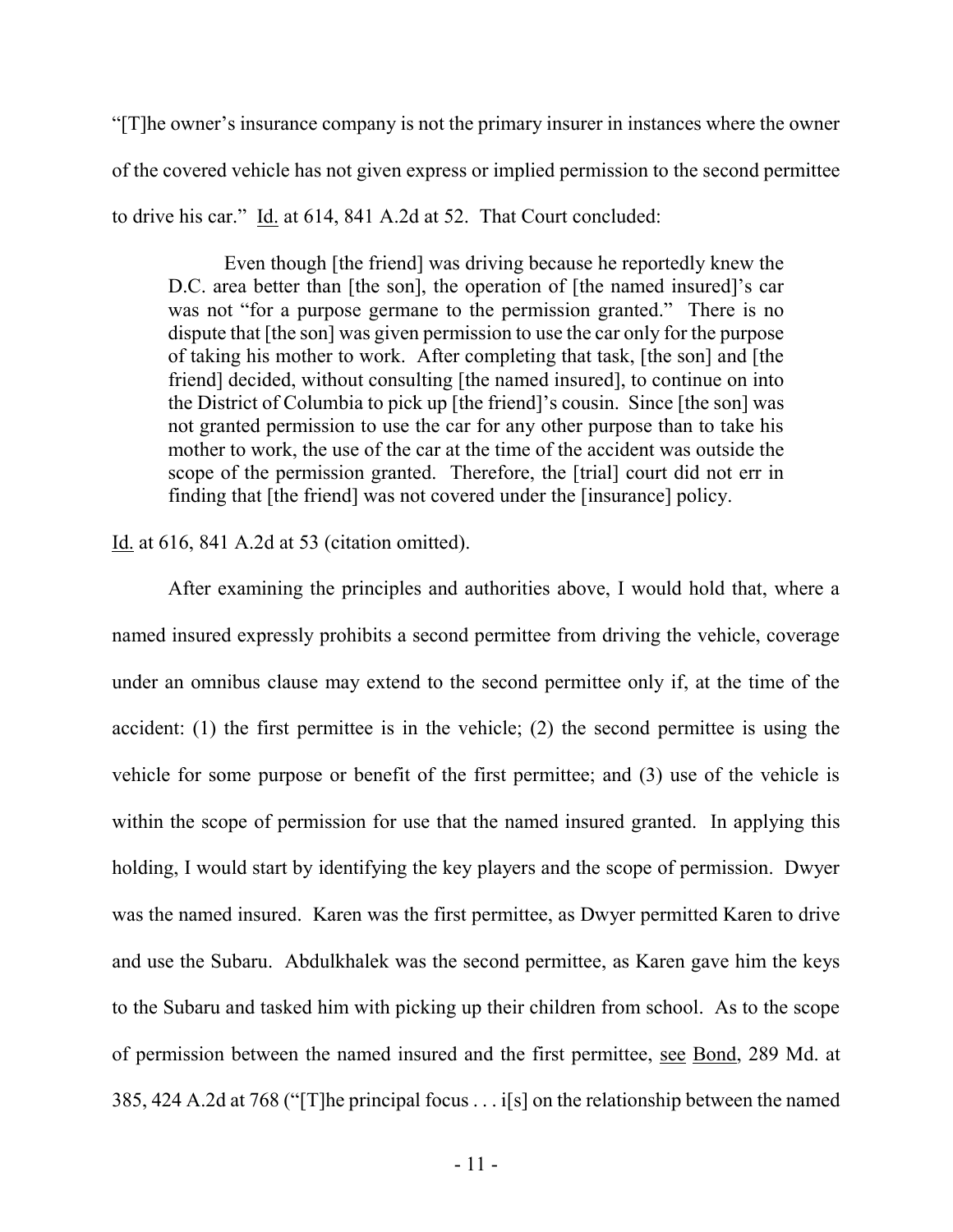"[T]he owner's insurance company is not the primary insurer in instances where the owner of the covered vehicle has not given express or implied permission to the second permittee to drive his car." Id. at 614, 841 A.2d at 52. That Court concluded:

> Even though [the friend] was driving because he reportedly knew the D.C. area better than [the son], the operation of [the named insured]'s car was not "for a purpose germane to the permission granted." There is no dispute that [the son] was given permission to use the car only for the purpose of taking his mother to work. After completing that task, [the son] and [the friend] decided, without consulting [the named insured], to continue on into the District of Columbia to pick up [the friend]'s cousin. Since [the son] was not granted permission to use the car for any other purpose than to take his mother to work, the use of the car at the time of the accident was outside the scope of the permission granted. Therefore, the [trial] court did not err in finding that [the friend] was not covered under the [insurance] policy.

Id. at 616, 841 A.2d at 53 (citation omitted).

After examining the principles and authorities above, I would hold that, where a named insured expressly prohibits a second permittee from driving the vehicle, coverage under an omnibus clause may extend to the second permittee only if, at the time of the accident: (1) the first permittee is in the vehicle; (2) the second permittee is using the vehicle for some purpose or benefit of the first permittee; and (3) use of the vehicle is within the scope of permission for use that the named insured granted. In applying this holding, I would start by identifying the key players and the scope of permission. Dwyer was the named insured. Karen was the first permittee, as Dwyer permitted Karen to drive and use the Subaru. Abdulkhalek was the second permittee, as Karen gave him the keys to the Subaru and tasked him with picking up their children from school. As to the scope of permission between the named insured and the first permittee, see Bond, 289 Md. at 385, 424 A.2d at 768 ("[T]he principal focus . . . i[s] on the relationship between the named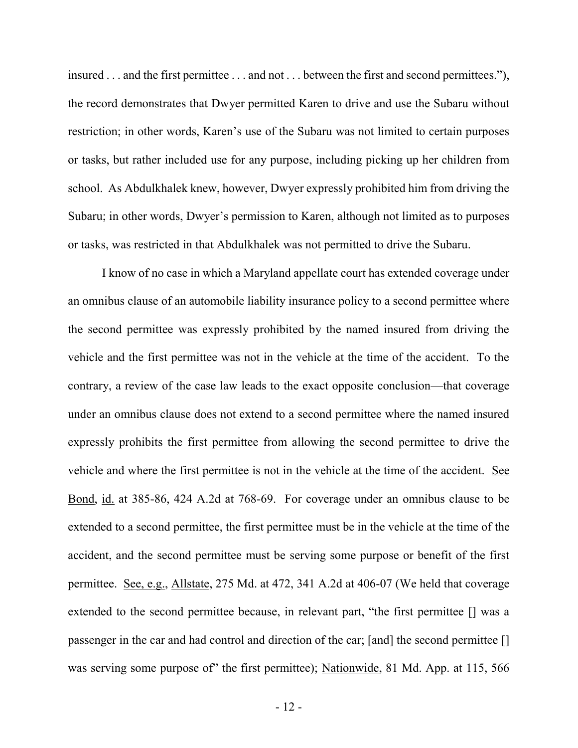insured . . . and the first permittee . . . and not . . . between the first and second permittees."), the record demonstrates that Dwyer permitted Karen to drive and use the Subaru without restriction; in other words, Karen's use of the Subaru was not limited to certain purposes or tasks, but rather included use for any purpose, including picking up her children from school. As Abdulkhalek knew, however, Dwyer expressly prohibited him from driving the Subaru; in other words, Dwyer's permission to Karen, although not limited as to purposes or tasks, was restricted in that Abdulkhalek was not permitted to drive the Subaru.

I know of no case in which a Maryland appellate court has extended coverage under an omnibus clause of an automobile liability insurance policy to a second permittee where the second permittee was expressly prohibited by the named insured from driving the vehicle and the first permittee was not in the vehicle at the time of the accident. To the contrary, a review of the case law leads to the exact opposite conclusion—that coverage under an omnibus clause does not extend to a second permittee where the named insured expressly prohibits the first permittee from allowing the second permittee to drive the vehicle and where the first permittee is not in the vehicle at the time of the accident. See Bond, id. at 385-86, 424 A.2d at 768-69. For coverage under an omnibus clause to be extended to a second permittee, the first permittee must be in the vehicle at the time of the accident, and the second permittee must be serving some purpose or benefit of the first permittee. See, e.g., Allstate, 275 Md. at 472, 341 A.2d at 406-07 (We held that coverage extended to the second permittee because, in relevant part, "the first permittee [] was a passenger in the car and had control and direction of the car; [and] the second permittee [] was serving some purpose of" the first permittee); Nationwide, 81 Md. App. at 115, 566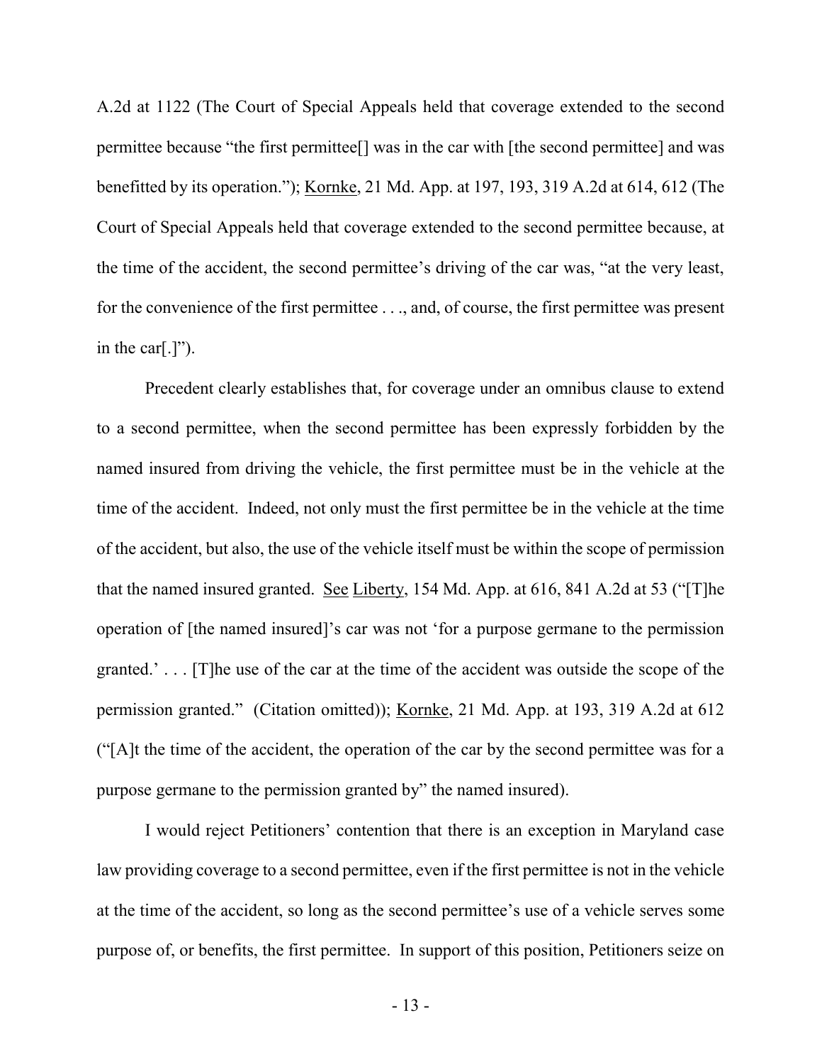A.2d at 1122 (The Court of Special Appeals held that coverage extended to the second permittee because "the first permittee[] was in the car with [the second permittee] and was benefitted by its operation."); Kornke, 21 Md. App. at 197, 193, 319 A.2d at 614, 612 (The Court of Special Appeals held that coverage extended to the second permittee because, at the time of the accident, the second permittee's driving of the car was, "at the very least, for the convenience of the first permittee . . ., and, of course, the first permittee was present in the car[.]").

Precedent clearly establishes that, for coverage under an omnibus clause to extend to a second permittee, when the second permittee has been expressly forbidden by the named insured from driving the vehicle, the first permittee must be in the vehicle at the time of the accident. Indeed, not only must the first permittee be in the vehicle at the time of the accident, but also, the use of the vehicle itself must be within the scope of permission that the named insured granted. See Liberty, 154 Md. App. at 616, 841 A.2d at 53 ("[T]he operation of [the named insured]'s car was not 'for a purpose germane to the permission granted.' . . . [T]he use of the car at the time of the accident was outside the scope of the permission granted." (Citation omitted)); Kornke, 21 Md. App. at 193, 319 A.2d at 612 ("[A]t the time of the accident, the operation of the car by the second permittee was for a purpose germane to the permission granted by" the named insured).

I would reject Petitioners' contention that there is an exception in Maryland case law providing coverage to a second permittee, even if the first permittee is not in the vehicle at the time of the accident, so long as the second permittee's use of a vehicle serves some purpose of, or benefits, the first permittee. In support of this position, Petitioners seize on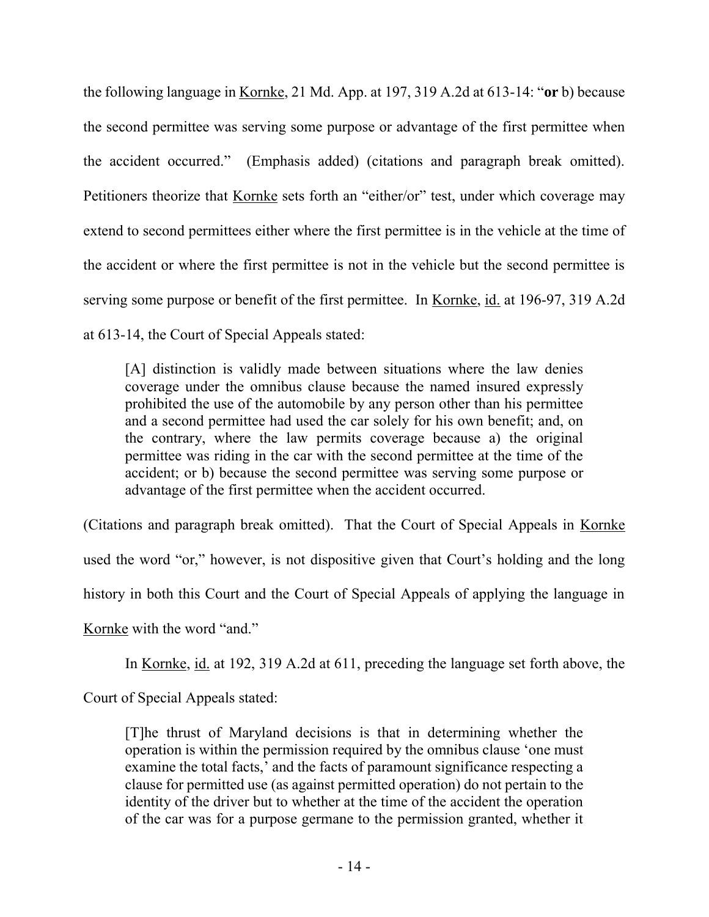the following language in Kornke, 21 Md. App. at 197, 319 A.2d at 613-14: "**or** b) because the second permittee was serving some purpose or advantage of the first permittee when the accident occurred." (Emphasis added) (citations and paragraph break omitted). Petitioners theorize that Kornke sets forth an "either/or" test, under which coverage may extend to second permittees either where the first permittee is in the vehicle at the time of the accident or where the first permittee is not in the vehicle but the second permittee is serving some purpose or benefit of the first permittee. In Kornke, id. at 196-97, 319 A.2d at 613-14, the Court of Special Appeals stated:

> [A] distinction is validly made between situations where the law denies coverage under the omnibus clause because the named insured expressly prohibited the use of the automobile by any person other than his permittee and a second permittee had used the car solely for his own benefit; and, on the contrary, where the law permits coverage because a) the original permittee was riding in the car with the second permittee at the time of the accident; or b) because the second permittee was serving some purpose or advantage of the first permittee when the accident occurred.

(Citations and paragraph break omitted). That the Court of Special Appeals in Kornke used the word "or," however, is not dispositive given that Court's holding and the long history in both this Court and the Court of Special Appeals of applying the language in Kornke with the word "and."

In Kornke, id. at 192, 319 A.2d at 611, preceding the language set forth above, the Court of Special Appeals stated:

> [T]he thrust of Maryland decisions is that in determining whether the operation is within the permission required by the omnibus clause 'one must examine the total facts,' and the facts of paramount significance respecting a clause for permitted use (as against permitted operation) do not pertain to the identity of the driver but to whether at the time of the accident the operation of the car was for a purpose germane to the permission granted, whether it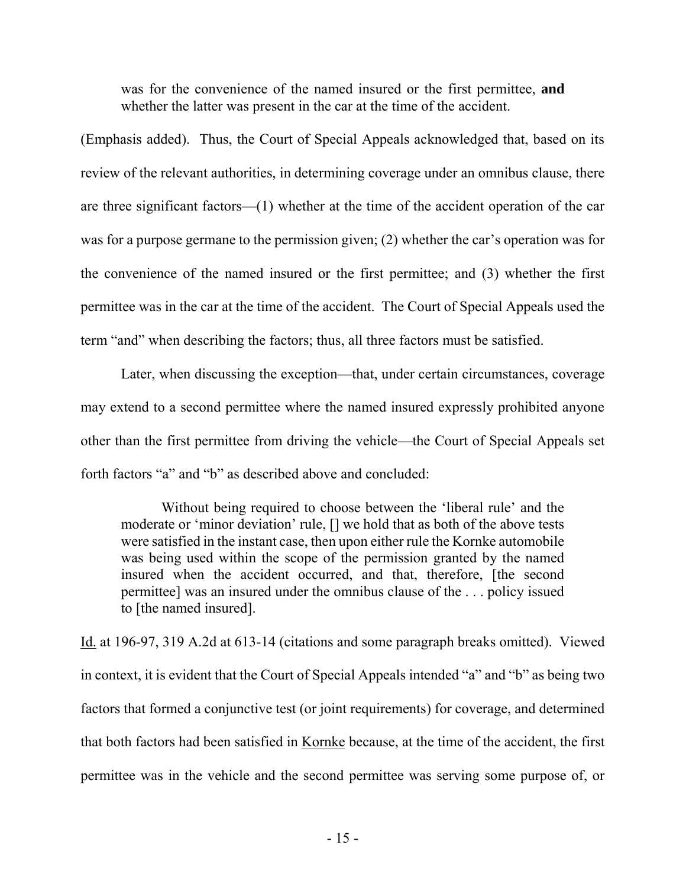> was for the convenience of the named insured or the first permittee, **and** whether the latter was present in the car at the time of the accident.

(Emphasis added). Thus, the Court of Special Appeals acknowledged that, based on its review of the relevant authorities, in determining coverage under an omnibus clause, there are three significant factors—(1) whether at the time of the accident operation of the car was for a purpose germane to the permission given; (2) whether the car's operation was for the convenience of the named insured or the first permittee; and (3) whether the first permittee was in the car at the time of the accident. The Court of Special Appeals used the term "and" when describing the factors; thus, all three factors must be satisfied.

Later, when discussing the exception—that, under certain circumstances, coverage may extend to a second permittee where the named insured expressly prohibited anyone other than the first permittee from driving the vehicle—the Court of Special Appeals set forth factors "a" and "b" as described above and concluded:

> Without being required to choose between the 'liberal rule' and the moderate or 'minor deviation' rule, [] we hold that as both of the above tests were satisfied in the instant case, then upon either rule the Kornke automobile was being used within the scope of the permission granted by the named insured when the accident occurred, and that, therefore, [the second permittee] was an insured under the omnibus clause of the . . . policy issued to [the named insured].

Id. at 196-97, 319 A.2d at 613-14 (citations and some paragraph breaks omitted). Viewed in context, it is evident that the Court of Special Appeals intended "a" and "b" as being two factors that formed a conjunctive test (or joint requirements) for coverage, and determined that both factors had been satisfied in Kornke because, at the time of the accident, the first permittee was in the vehicle and the second permittee was serving some purpose of, or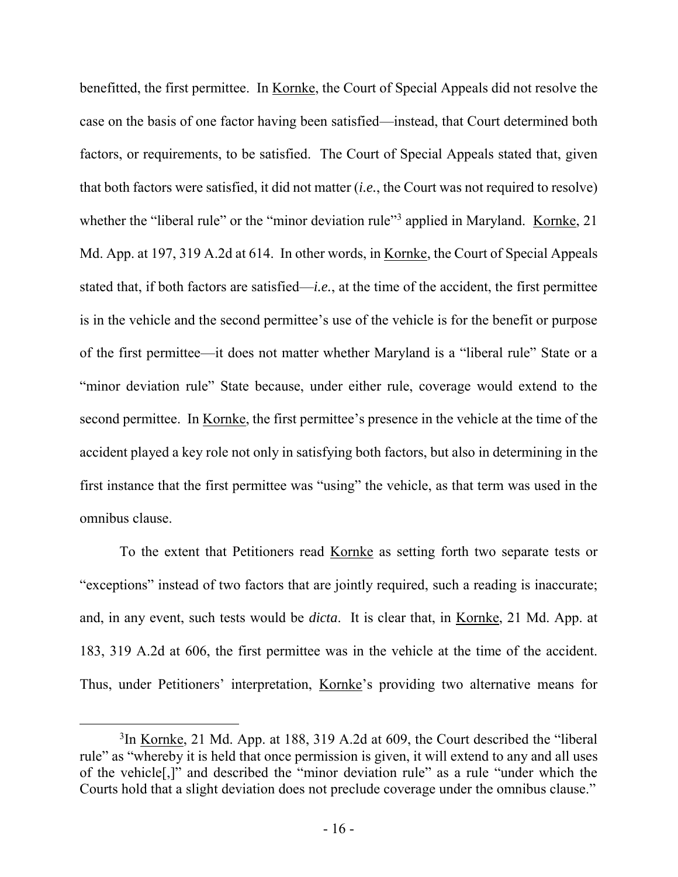benefitted, the first permittee. In Kornke, the Court of Special Appeals did not resolve the case on the basis of one factor having been satisfied—instead, that Court determined both factors, or requirements, to be satisfied. The Court of Special Appeals stated that, given that both factors were satisfied, it did not matter (*i.e.*, the Court was not required to resolve) whether the "liberal rule" or the "minor deviation rule"[3] applied in Maryland. Kornke, 21 Md. App. at 197, 319 A.2d at 614. In other words, in Kornke, the Court of Special Appeals stated that, if both factors are satisfied—*i.e.*, at the time of the accident, the first permittee is in the vehicle and the second permittee's use of the vehicle is for the benefit or purpose of the first permittee—it does not matter whether Maryland is a "liberal rule" State or a "minor deviation rule" State because, under either rule, coverage would extend to the second permittee. In Kornke, the first permittee's presence in the vehicle at the time of the accident played a key role not only in satisfying both factors, but also in determining in the first instance that the first permittee was "using" the vehicle, as that term was used in the omnibus clause.

To the extent that Petitioners read Kornke as setting forth two separate tests or "exceptions" instead of two factors that are jointly required, such a reading is inaccurate; and, in any event, such tests would be *dicta*. It is clear that, in Kornke, 21 Md. App. at 183, 319 A.2d at 606, the first permittee was in the vehicle at the time of the accident. Thus, under Petitioners' interpretation, Kornke's providing two alternative means for

[3] In Kornke, 21 Md. App. at 188, 319 A.2d at 609, the Court described the "liberal rule" as "whereby it is held that once permission is given, it will extend to any and all uses of the vehicle[,]" and described the "minor deviation rule" as a rule "under which the Courts hold that a slight deviation does not preclude coverage under the omnibus clause."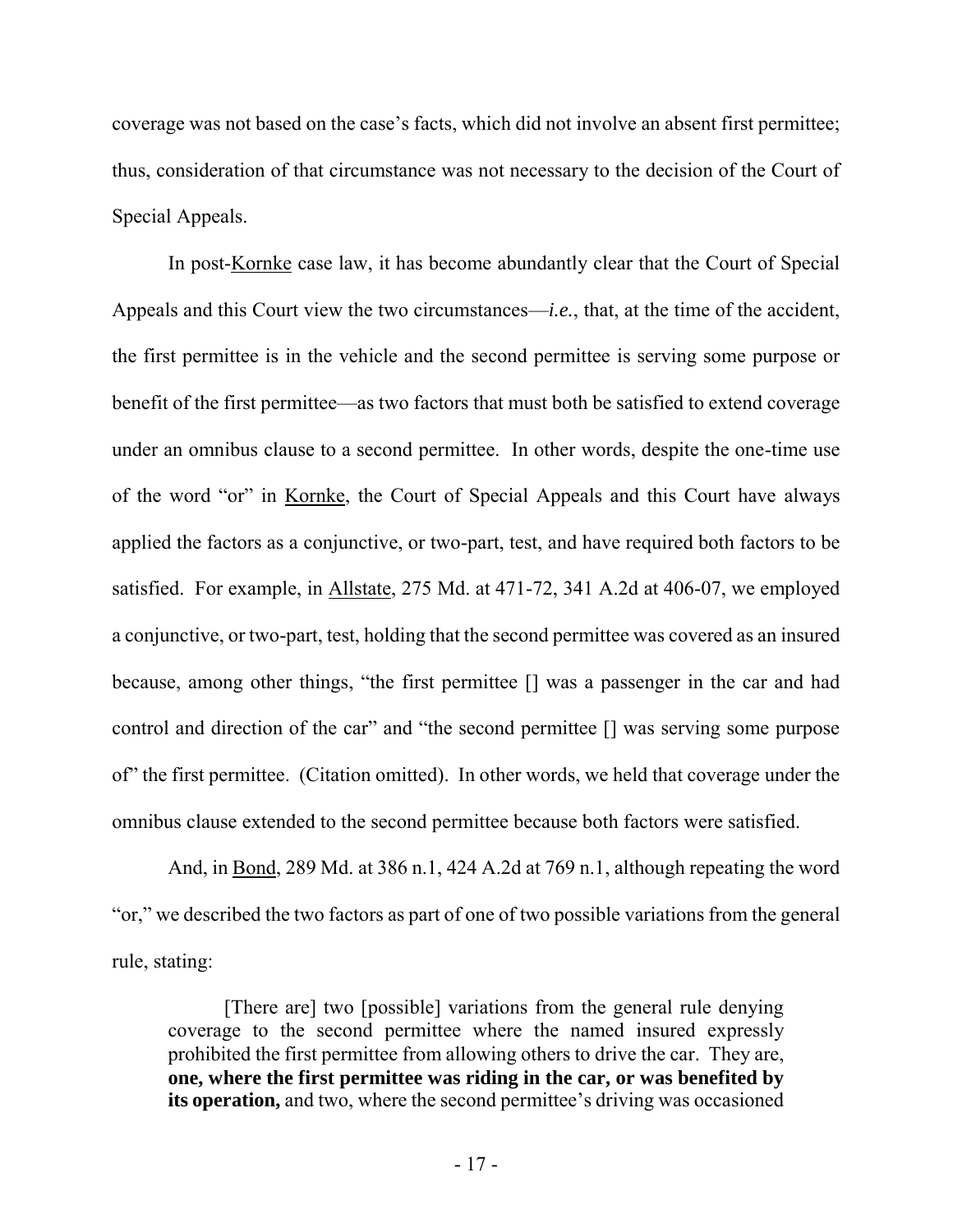coverage was not based on the case's facts, which did not involve an absent first permittee; thus, consideration of that circumstance was not necessary to the decision of the Court of Special Appeals.

In post-Kornke case law, it has become abundantly clear that the Court of Special Appeals and this Court view the two circumstances—*i.e.*, that, at the time of the accident, the first permittee is in the vehicle and the second permittee is serving some purpose or benefit of the first permittee—as two factors that must both be satisfied to extend coverage under an omnibus clause to a second permittee. In other words, despite the one-time use of the word "or" in Kornke, the Court of Special Appeals and this Court have always applied the factors as a conjunctive, or two-part, test, and have required both factors to be satisfied. For example, in Allstate, 275 Md. at 471-72, 341 A.2d at 406-07, we employed a conjunctive, or two-part, test, holding that the second permittee was covered as an insured because, among other things, "the first permittee [] was a passenger in the car and had control and direction of the car" and "the second permittee [] was serving some purpose of" the first permittee. (Citation omitted). In other words, we held that coverage under the omnibus clause extended to the second permittee because both factors were satisfied.

And, in Bond, 289 Md. at 386 n.1, 424 A.2d at 769 n.1, although repeating the word "or," we described the two factors as part of one of two possible variations from the general rule, stating:

> [There are] two [possible] variations from the general rule denying coverage to the second permittee where the named insured expressly prohibited the first permittee from allowing others to drive the car. They are, **one, where the first permittee was riding in the car, or was benefited by its operation,** and two, where the second permittee's driving was occasioned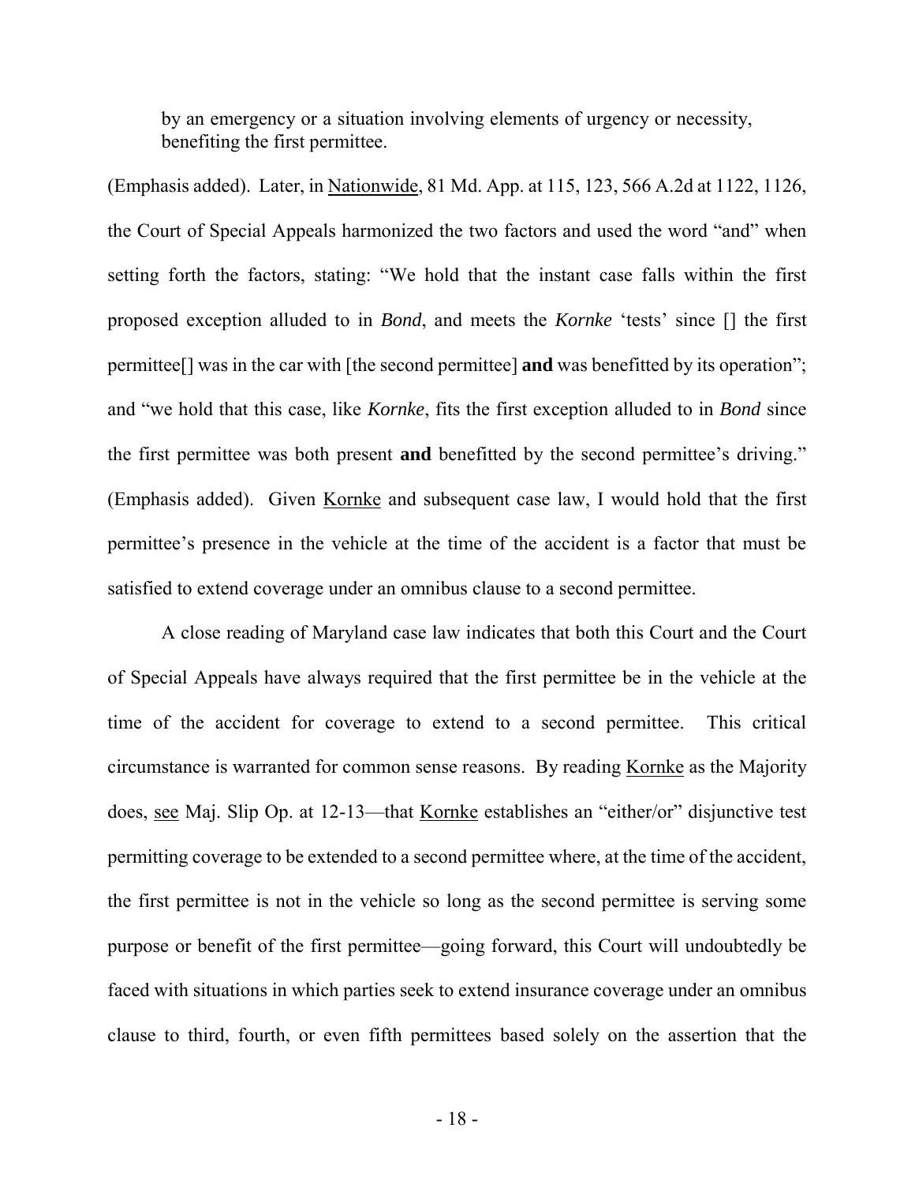> by an emergency or a situation involving elements of urgency or necessity, benefiting the first permittee.

(Emphasis added). Later, in Nationwide, 81 Md. App. at 115, 123, 566 A.2d at 1122, 1126, the Court of Special Appeals harmonized the two factors and used the word "and" when setting forth the factors, stating: "We hold that the instant case falls within the first proposed exception alluded to in *Bond*, and meets the *Kornke* 'tests' since [] the first permittee[] was in the car with [the second permittee] **and** was benefitted by its operation"; and "we hold that this case, like *Kornke*, fits the first exception alluded to in *Bond* since the first permittee was both present **and** benefitted by the second permittee's driving." (Emphasis added). Given Kornke and subsequent case law, I would hold that the first permittee's presence in the vehicle at the time of the accident is a factor that must be satisfied to extend coverage under an omnibus clause to a second permittee.

A close reading of Maryland case law indicates that both this Court and the Court of Special Appeals have always required that the first permittee be in the vehicle at the time of the accident for coverage to extend to a second permittee. This critical circumstance is warranted for common sense reasons. By reading Kornke as the Majority does, see Maj. Slip Op. at 12-13—that Kornke establishes an "either/or" disjunctive test permitting coverage to be extended to a second permittee where, at the time of the accident, the first permittee is not in the vehicle so long as the second permittee is serving some purpose or benefit of the first permittee—going forward, this Court will undoubtedly be faced with situations in which parties seek to extend insurance coverage under an omnibus clause to third, fourth, or even fifth permittees based solely on the assertion that the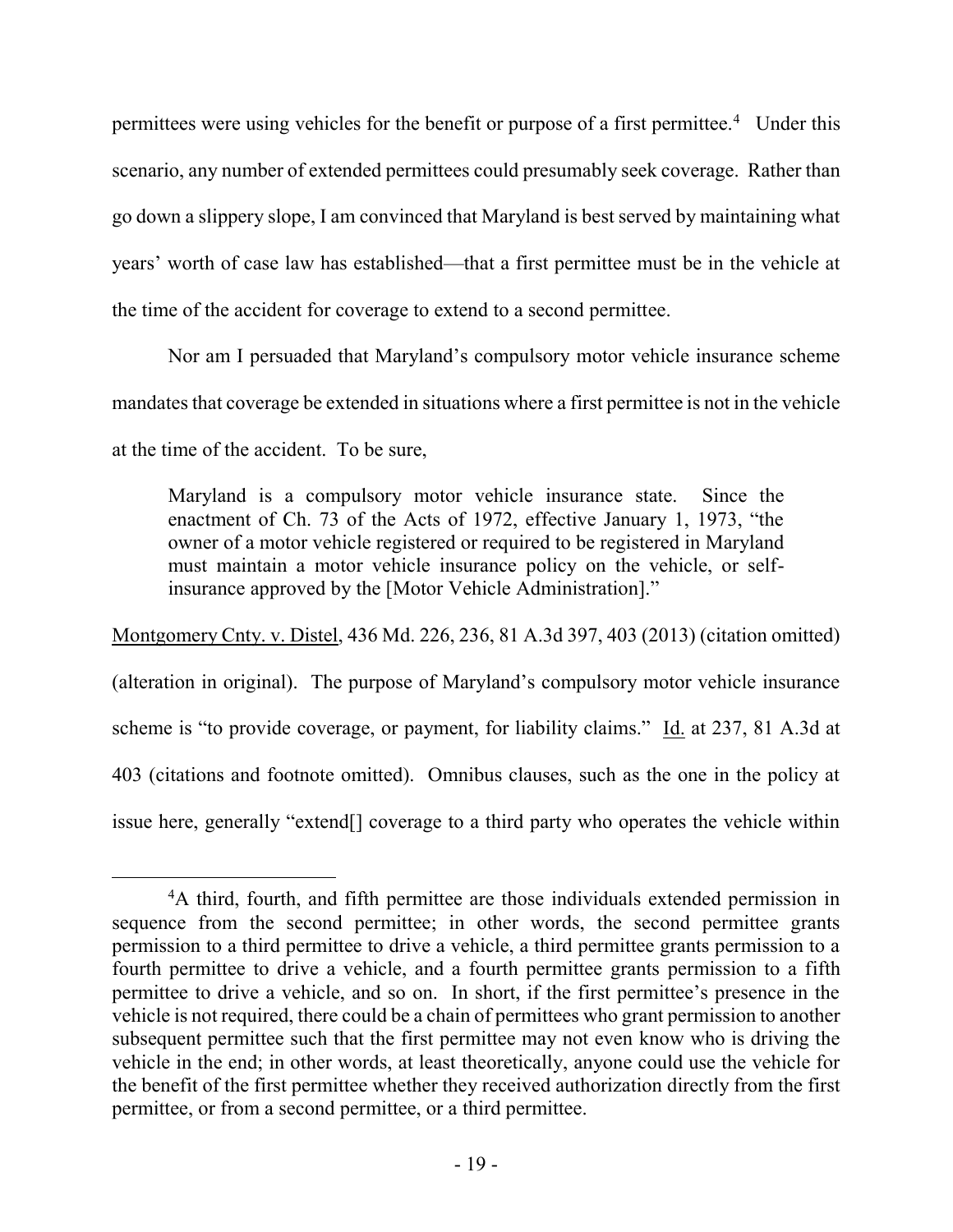permittees were using vehicles for the benefit or purpose of a first permittee.[4] Under this scenario, any number of extended permittees could presumably seek coverage. Rather than go down a slippery slope, I am convinced that Maryland is best served by maintaining what years' worth of case law has established—that a first permittee must be in the vehicle at the time of the accident for coverage to extend to a second permittee.

Nor am I persuaded that Maryland's compulsory motor vehicle insurance scheme mandates that coverage be extended in situations where a first permittee is not in the vehicle at the time of the accident. To be sure,

> Maryland is a compulsory motor vehicle insurance state. Since the enactment of Ch. 73 of the Acts of 1972, effective January 1, 1973, "the owner of a motor vehicle registered or required to be registered in Maryland must maintain a motor vehicle insurance policy on the vehicle, or self-insurance approved by the [Motor Vehicle Administration]."

Montgomery Cnty. v. Distel, 436 Md. 226, 236, 81 A.3d 397, 403 (2013) (citation omitted) (alteration in original). The purpose of Maryland's compulsory motor vehicle insurance scheme is "to provide coverage, or payment, for liability claims." Id. at 237, 81 A.3d at 403 (citations and footnote omitted). Omnibus clauses, such as the one in the policy at issue here, generally "extend[] coverage to a third party who operates the vehicle within

---

[4]A third, fourth, and fifth permittee are those individuals extended permission in sequence from the second permittee; in other words, the second permittee grants permission to a third permittee to drive a vehicle, a third permittee grants permission to a fourth permittee to drive a vehicle, and a fourth permittee grants permission to a fifth permittee to drive a vehicle, and so on. In short, if the first permittee's presence in the vehicle is not required, there could be a chain of permittees who grant permission to another subsequent permittee such that the first permittee may not even know who is driving the vehicle in the end; in other words, at least theoretically, anyone could use the vehicle for the benefit of the first permittee whether they received authorization directly from the first permittee, or from a second permittee, or a third permittee.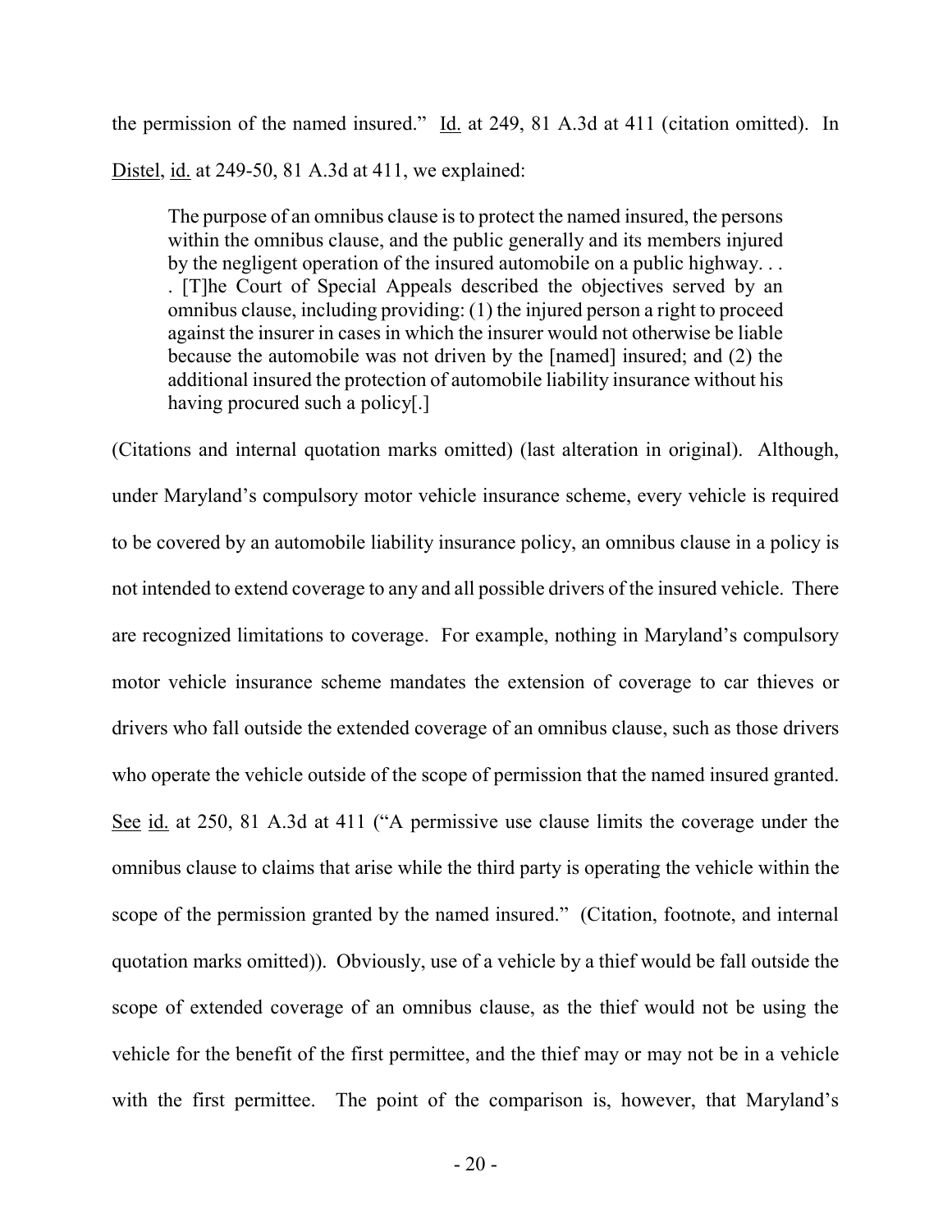the permission of the named insured." Id. at 249, 81 A.3d at 411 (citation omitted). In Distel, id. at 249-50, 81 A.3d at 411, we explained:

> The purpose of an omnibus clause is to protect the named insured, the persons within the omnibus clause, and the public generally and its members injured by the negligent operation of the insured automobile on a public highway. . . . [T]he Court of Special Appeals described the objectives served by an omnibus clause, including providing: (1) the injured person a right to proceed against the insurer in cases in which the insurer would not otherwise be liable because the automobile was not driven by the [named] insured; and (2) the additional insured the protection of automobile liability insurance without his having procured such a policy[.]

(Citations and internal quotation marks omitted) (last alteration in original). Although, under Maryland's compulsory motor vehicle insurance scheme, every vehicle is required to be covered by an automobile liability insurance policy, an omnibus clause in a policy is not intended to extend coverage to any and all possible drivers of the insured vehicle. There are recognized limitations to coverage. For example, nothing in Maryland's compulsory motor vehicle insurance scheme mandates the extension of coverage to car thieves or drivers who fall outside the extended coverage of an omnibus clause, such as those drivers who operate the vehicle outside of the scope of permission that the named insured granted. See id. at 250, 81 A.3d at 411 ("A permissive use clause limits the coverage under the omnibus clause to claims that arise while the third party is operating the vehicle within the scope of the permission granted by the named insured." (Citation, footnote, and internal quotation marks omitted)). Obviously, use of a vehicle by a thief would be fall outside the scope of extended coverage of an omnibus clause, as the thief would not be using the vehicle for the benefit of the first permittee, and the thief may or may not be in a vehicle with the first permittee. The point of the comparison is, however, that Maryland's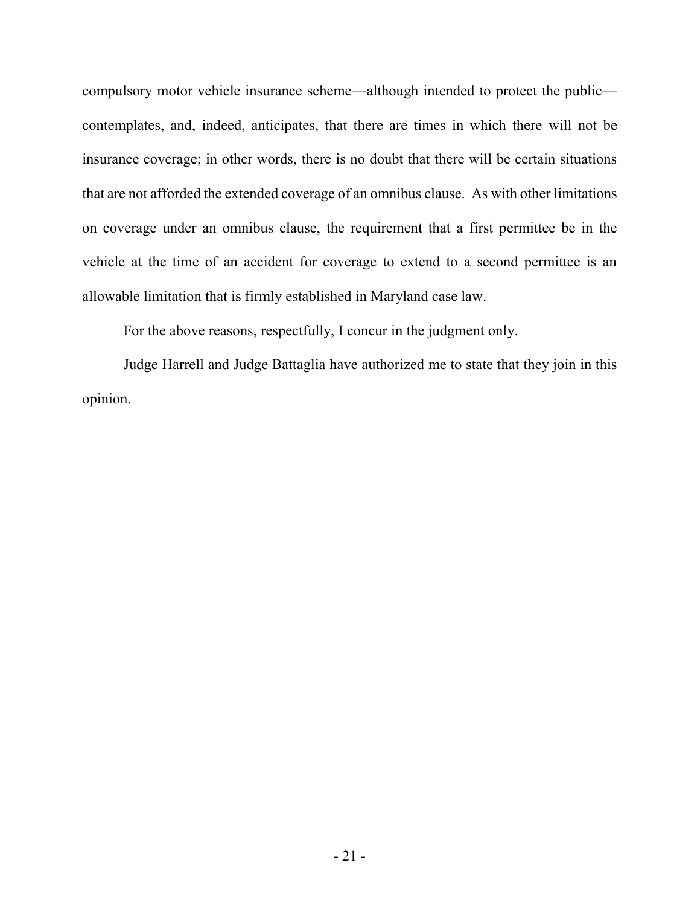compulsory motor vehicle insurance scheme—although intended to protect the public—contemplates, and, indeed, anticipates, that there are times in which there will not be insurance coverage; in other words, there is no doubt that there will be certain situations that are not afforded the extended coverage of an omnibus clause. As with other limitations on coverage under an omnibus clause, the requirement that a first permittee be in the vehicle at the time of an accident for coverage to extend to a second permittee is an allowable limitation that is firmly established in Maryland case law.

For the above reasons, respectfully, I concur in the judgment only.

Judge Harrell and Judge Battaglia have authorized me to state that they join in this opinion.